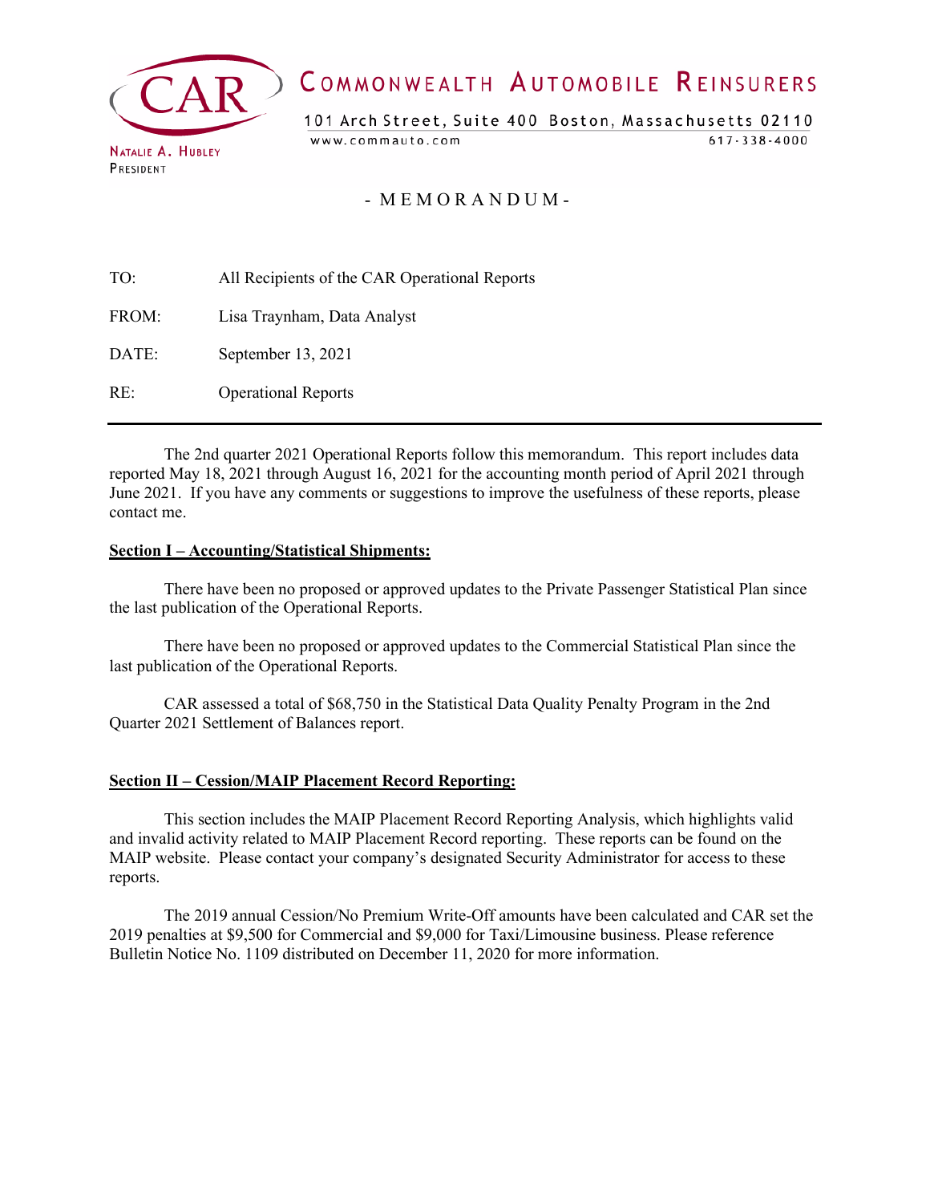# COMMONWEALTH AUTOMOBILE REINSURERS

101 Arch Street, Suite 400 Boston, Massachusetts 02110
www.commauto.com 617-338-4000

NATALIE A. HUBLEY
PRESIDENT

## - M E M O R A N D U M -

TO: All Recipients of the CAR Operational Reports

FROM: Lisa Traynham, Data Analyst

DATE: September 13, 2021

RE: Operational Reports

---

The 2nd quarter 2021 Operational Reports follow this memorandum. This report includes data reported May 18, 2021 through August 16, 2021 for the accounting month period of April 2021 through June 2021. If you have any comments or suggestions to improve the usefulness of these reports, please contact me.

**Section I – Accounting/Statistical Shipments:**

There have been no proposed or approved updates to the Private Passenger Statistical Plan since the last publication of the Operational Reports.

There have been no proposed or approved updates to the Commercial Statistical Plan since the last publication of the Operational Reports.

CAR assessed a total of $68,750 in the Statistical Data Quality Penalty Program in the 2nd Quarter 2021 Settlement of Balances report.

**Section II – Cession/MAIP Placement Record Reporting:**

This section includes the MAIP Placement Record Reporting Analysis, which highlights valid and invalid activity related to MAIP Placement Record reporting. These reports can be found on the MAIP website. Please contact your company's designated Security Administrator for access to these reports.

The 2019 annual Cession/No Premium Write-Off amounts have been calculated and CAR set the 2019 penalties at $9,500 for Commercial and $9,000 for Taxi/Limousine business. Please reference Bulletin Notice No. 1109 distributed on December 11, 2020 for more information.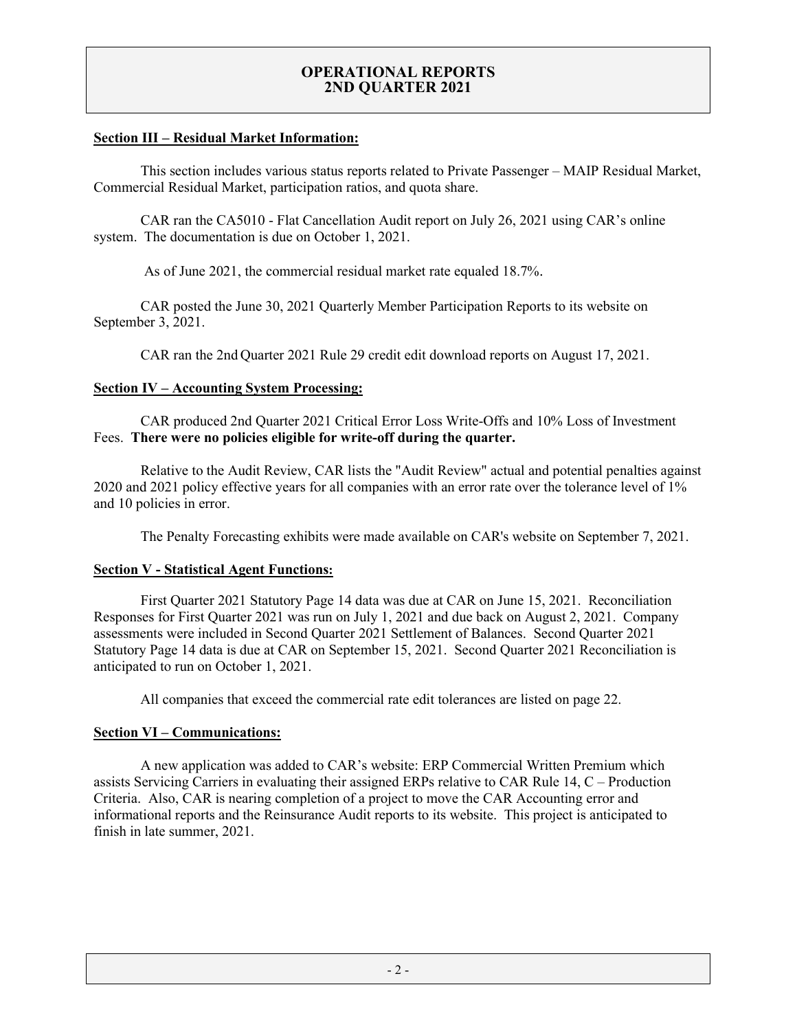# OPERATIONAL REPORTS
# 2ND QUARTER 2021

**Section III – Residual Market Information:**

This section includes various status reports related to Private Passenger – MAIP Residual Market, Commercial Residual Market, participation ratios, and quota share.

CAR ran the CA5010 - Flat Cancellation Audit report on July 26, 2021 using CAR's online system. The documentation is due on October 1, 2021.

As of June 2021, the commercial residual market rate equaled 18.7%.

CAR posted the June 30, 2021 Quarterly Member Participation Reports to its website on September 3, 2021.

CAR ran the 2nd Quarter 2021 Rule 29 credit edit download reports on August 17, 2021.

**Section IV – Accounting System Processing:**

CAR produced 2nd Quarter 2021 Critical Error Loss Write-Offs and 10% Loss of Investment Fees. **There were no policies eligible for write-off during the quarter.**

Relative to the Audit Review, CAR lists the "Audit Review" actual and potential penalties against 2020 and 2021 policy effective years for all companies with an error rate over the tolerance level of 1% and 10 policies in error.

The Penalty Forecasting exhibits were made available on CAR's website on September 7, 2021.

**Section V - Statistical Agent Functions:**

First Quarter 2021 Statutory Page 14 data was due at CAR on June 15, 2021. Reconciliation Responses for First Quarter 2021 was run on July 1, 2021 and due back on August 2, 2021. Company assessments were included in Second Quarter 2021 Settlement of Balances. Second Quarter 2021 Statutory Page 14 data is due at CAR on September 15, 2021. Second Quarter 2021 Reconciliation is anticipated to run on October 1, 2021.

All companies that exceed the commercial rate edit tolerances are listed on page 22.

**Section VI – Communications:**

A new application was added to CAR's website: ERP Commercial Written Premium which assists Servicing Carriers in evaluating their assigned ERPs relative to CAR Rule 14, C – Production Criteria. Also, CAR is nearing completion of a project to move the CAR Accounting error and informational reports and the Reinsurance Audit reports to its website. This project is anticipated to finish in late summer, 2021.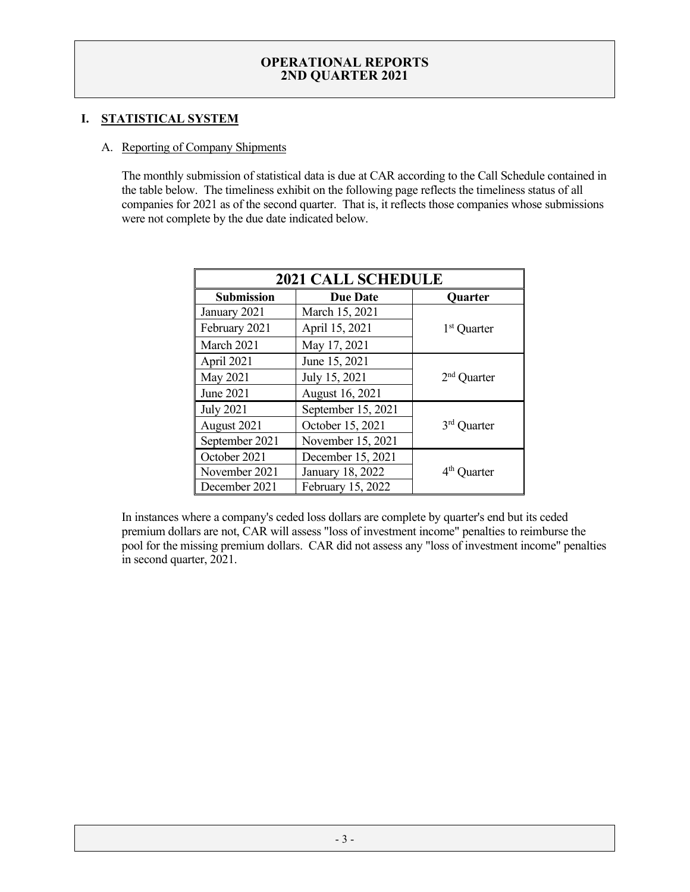# OPERATIONAL REPORTS
# 2ND QUARTER 2021

## I. STATISTICAL SYSTEM

### A. Reporting of Company Shipments

The monthly submission of statistical data is due at CAR according to the Call Schedule contained in the table below. The timeliness exhibit on the following page reflects the timeliness status of all companies for 2021 as of the second quarter. That is, it reflects those companies whose submissions were not complete by the due date indicated below.

| 2021 CALL SCHEDULE | | |
|---|---|---|
| **Submission** | **Due Date** | **Quarter** |
| January 2021 | March 15, 2021 | 1st Quarter |
| February 2021 | April 15, 2021 | |
| March 2021 | May 17, 2021 | |
| April 2021 | June 15, 2021 | 2nd Quarter |
| May 2021 | July 15, 2021 | |
| June 2021 | August 16, 2021 | |
| July 2021 | September 15, 2021 | 3rd Quarter |
| August 2021 | October 15, 2021 | |
| September 2021 | November 15, 2021 | |
| October 2021 | December 15, 2021 | 4th Quarter |
| November 2021 | January 18, 2022 | |
| December 2021 | February 15, 2022 | |

In instances where a company's ceded loss dollars are complete by quarter's end but its ceded premium dollars are not, CAR will assess "loss of investment income" penalties to reimburse the pool for the missing premium dollars. CAR did not assess any "loss of investment income" penalties in second quarter, 2021.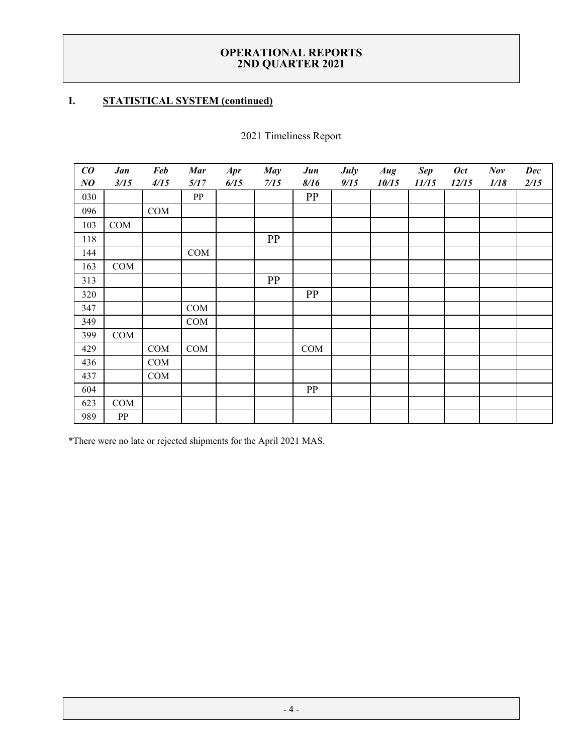# OPERATIONAL REPORTS
# 2ND QUARTER 2021

## I. STATISTICAL SYSTEM (continued)

2021 Timeliness Report

| ***CO NO*** | ***Jan 3/15*** | ***Feb 4/15*** | ***Mar 5/17*** | ***Apr 6/15*** | ***May 7/15*** | ***Jun 8/16*** | ***July 9/15*** | ***Aug 10/15*** | ***Sep 11/15*** | ***Oct 12/15*** | ***Nov 1/18*** | ***Dec 2/15*** |
|---|---|---|---|---|---|---|---|---|---|---|---|---|
| 030 | | | PP | | | PP | | | | | | |
| 096 | | COM | | | | | | | | | | |
| 103 | COM | | | | | | | | | | | |
| 118 | | | | | PP | | | | | | | |
| 144 | | | COM | | | | | | | | | |
| 163 | COM | | | | | | | | | | | |
| 313 | | | | | PP | | | | | | | |
| 320 | | | | | | PP | | | | | | |
| 347 | | | COM | | | | | | | | | |
| 349 | | | COM | | | | | | | | | |
| 399 | COM | | | | | | | | | | | |
| 429 | | COM | COM | | | COM | | | | | | |
| 436 | | COM | | | | | | | | | | |
| 437 | | COM | | | | | | | | | | |
| 604 | | | | | | PP | | | | | | |
| 623 | COM | | | | | | | | | | | |
| 989 | PP | | | | | | | | | | | |

*There were no late or rejected shipments for the April 2021 MAS.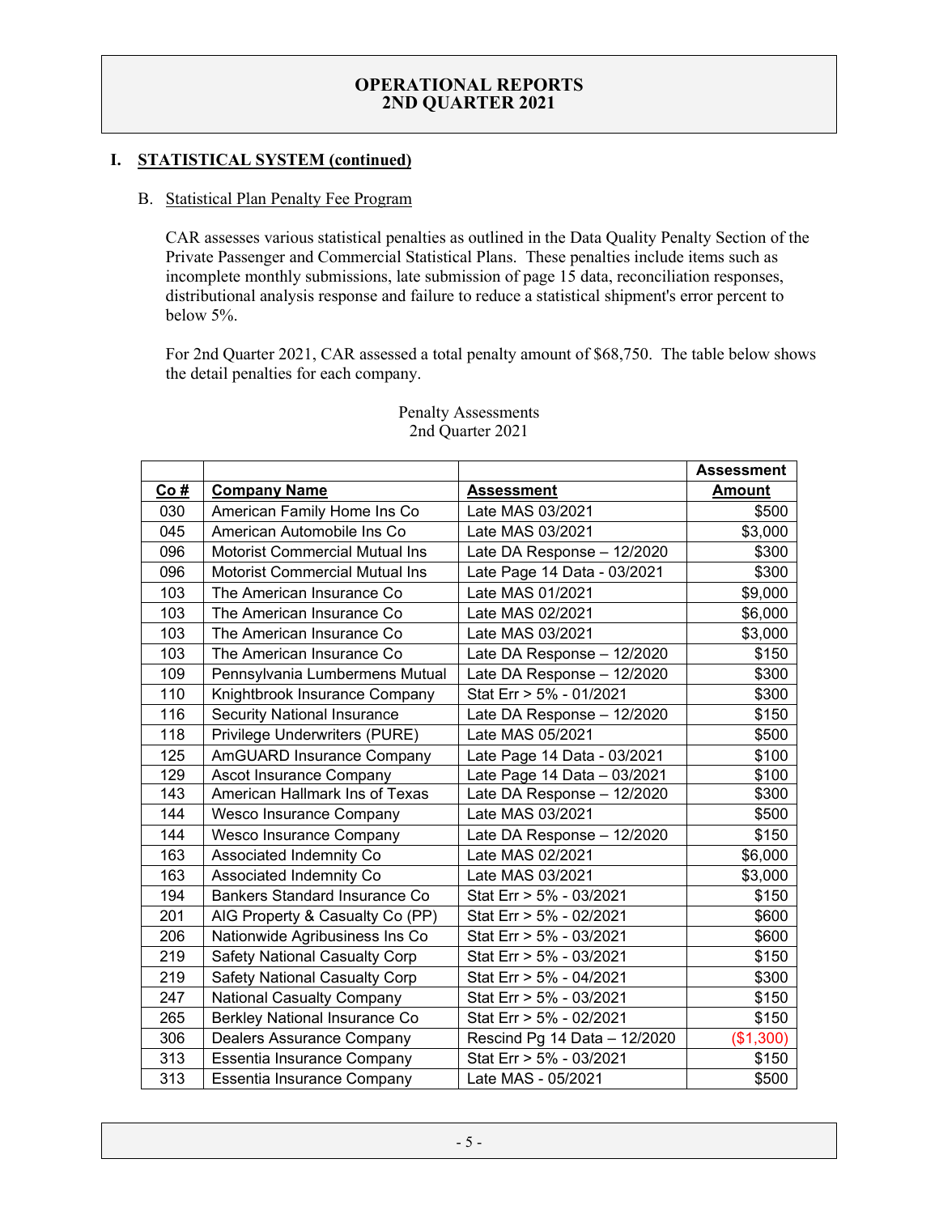# OPERATIONAL REPORTS
# 2ND QUARTER 2021

## I. STATISTICAL SYSTEM (continued)

### B. Statistical Plan Penalty Fee Program

CAR assesses various statistical penalties as outlined in the Data Quality Penalty Section of the Private Passenger and Commercial Statistical Plans. These penalties include items such as incomplete monthly submissions, late submission of page 15 data, reconciliation responses, distributional analysis response and failure to reduce a statistical shipment's error percent to below 5%.

For 2nd Quarter 2021, CAR assessed a total penalty amount of $68,750. The table below shows the detail penalties for each company.

Penalty Assessments
2nd Quarter 2021

| Co # | Company Name | Assessment | Assessment Amount |
|---|---|---|---|
| 030 | American Family Home Ins Co | Late MAS 03/2021 | $500 |
| 045 | American Automobile Ins Co | Late MAS 03/2021 | $3,000 |
| 096 | Motorist Commercial Mutual Ins | Late DA Response – 12/2020 | $300 |
| 096 | Motorist Commercial Mutual Ins | Late Page 14 Data - 03/2021 | $300 |
| 103 | The American Insurance Co | Late MAS 01/2021 | $9,000 |
| 103 | The American Insurance Co | Late MAS 02/2021 | $6,000 |
| 103 | The American Insurance Co | Late MAS 03/2021 | $3,000 |
| 103 | The American Insurance Co | Late DA Response – 12/2020 | $150 |
| 109 | Pennsylvania Lumbermens Mutual | Late DA Response – 12/2020 | $300 |
| 110 | Knightbrook Insurance Company | Stat Err > 5% - 01/2021 | $300 |
| 116 | Security National Insurance | Late DA Response – 12/2020 | $150 |
| 118 | Privilege Underwriters (PURE) | Late MAS 05/2021 | $500 |
| 125 | AmGUARD Insurance Company | Late Page 14 Data - 03/2021 | $100 |
| 129 | Ascot Insurance Company | Late Page 14 Data – 03/2021 | $100 |
| 143 | American Hallmark Ins of Texas | Late DA Response – 12/2020 | $300 |
| 144 | Wesco Insurance Company | Late MAS 03/2021 | $500 |
| 144 | Wesco Insurance Company | Late DA Response – 12/2020 | $150 |
| 163 | Associated Indemnity Co | Late MAS 02/2021 | $6,000 |
| 163 | Associated Indemnity Co | Late MAS 03/2021 | $3,000 |
| 194 | Bankers Standard Insurance Co | Stat Err > 5% - 03/2021 | $150 |
| 201 | AIG Property & Casualty Co (PP) | Stat Err > 5% - 02/2021 | $600 |
| 206 | Nationwide Agribusiness Ins Co | Stat Err > 5% - 03/2021 | $600 |
| 219 | Safety National Casualty Corp | Stat Err > 5% - 03/2021 | $150 |
| 219 | Safety National Casualty Corp | Stat Err > 5% - 04/2021 | $300 |
| 247 | National Casualty Company | Stat Err > 5% - 03/2021 | $150 |
| 265 | Berkley National Insurance Co | Stat Err > 5% - 02/2021 | $150 |
| 306 | Dealers Assurance Company | Rescind Pg 14 Data – 12/2020 | ($1,300) |
| 313 | Essentia Insurance Company | Stat Err > 5% - 03/2021 | $150 |
| 313 | Essentia Insurance Company | Late MAS - 05/2021 | $500 |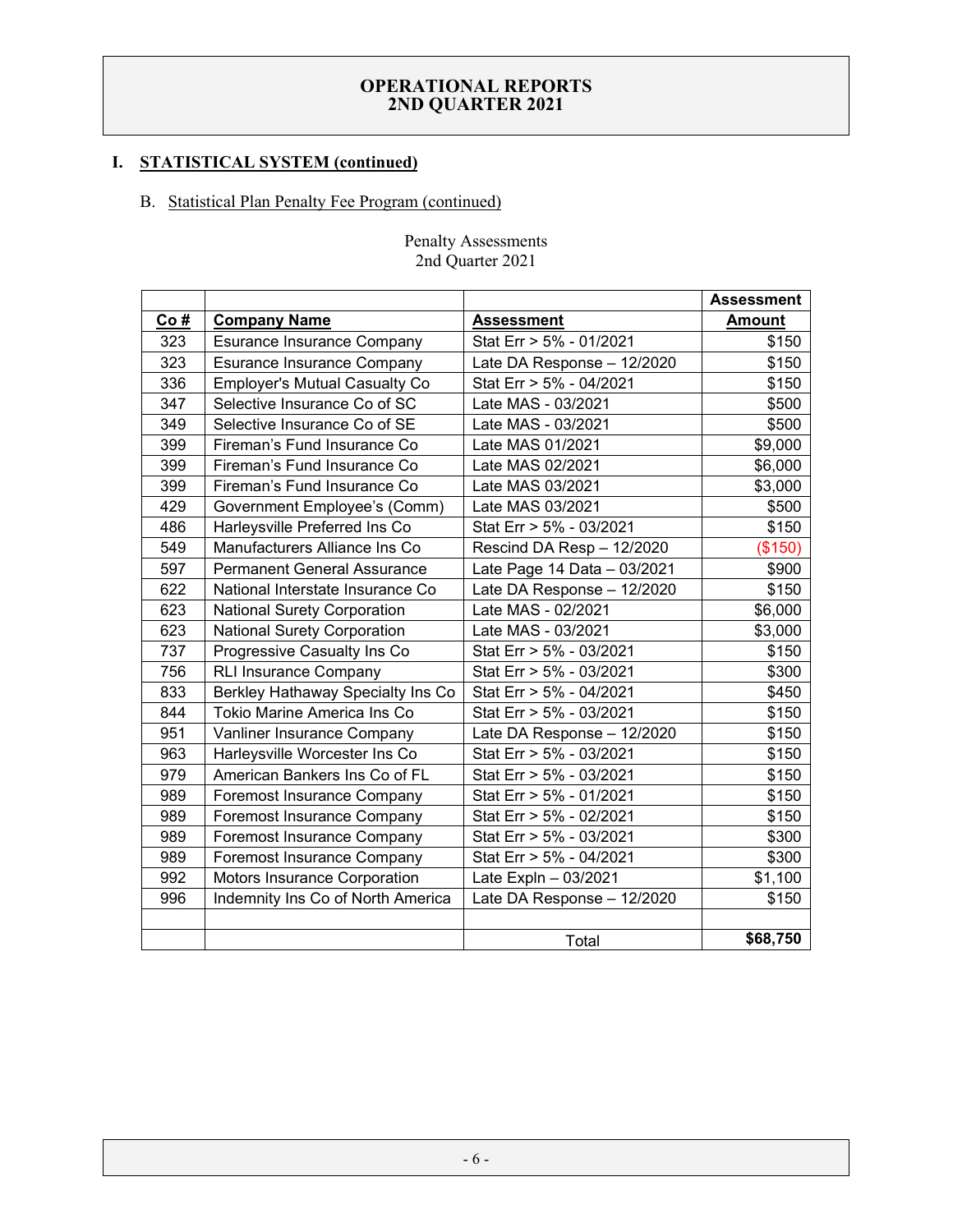# OPERATIONAL REPORTS
# 2ND QUARTER 2021

## I. STATISTICAL SYSTEM (continued)

### B. Statistical Plan Penalty Fee Program (continued)

Penalty Assessments
2nd Quarter 2021

| Co # | Company Name | Assessment | Assessment Amount |
|---|---|---|---|
| 323 | Esurance Insurance Company | Stat Err > 5% - 01/2021 | $150 |
| 323 | Esurance Insurance Company | Late DA Response – 12/2020 | $150 |
| 336 | Employer's Mutual Casualty Co | Stat Err > 5% - 04/2021 | $150 |
| 347 | Selective Insurance Co of SC | Late MAS - 03/2021 | $500 |
| 349 | Selective Insurance Co of SE | Late MAS - 03/2021 | $500 |
| 399 | Fireman's Fund Insurance Co | Late MAS 01/2021 | $9,000 |
| 399 | Fireman's Fund Insurance Co | Late MAS 02/2021 | $6,000 |
| 399 | Fireman's Fund Insurance Co | Late MAS 03/2021 | $3,000 |
| 429 | Government Employee's (Comm) | Late MAS 03/2021 | $500 |
| 486 | Harleysville Preferred Ins Co | Stat Err > 5% - 03/2021 | $150 |
| 549 | Manufacturers Alliance Ins Co | Rescind DA Resp – 12/2020 | ($150) |
| 597 | Permanent General Assurance | Late Page 14 Data – 03/2021 | $900 |
| 622 | National Interstate Insurance Co | Late DA Response – 12/2020 | $150 |
| 623 | National Surety Corporation | Late MAS - 02/2021 | $6,000 |
| 623 | National Surety Corporation | Late MAS - 03/2021 | $3,000 |
| 737 | Progressive Casualty Ins Co | Stat Err > 5% - 03/2021 | $150 |
| 756 | RLI Insurance Company | Stat Err > 5% - 03/2021 | $300 |
| 833 | Berkley Hathaway Specialty Ins Co | Stat Err > 5% - 04/2021 | $450 |
| 844 | Tokio Marine America Ins Co | Stat Err > 5% - 03/2021 | $150 |
| 951 | Vanliner Insurance Company | Late DA Response – 12/2020 | $150 |
| 963 | Harleysville Worcester Ins Co | Stat Err > 5% - 03/2021 | $150 |
| 979 | American Bankers Ins Co of FL | Stat Err > 5% - 03/2021 | $150 |
| 989 | Foremost Insurance Company | Stat Err > 5% - 01/2021 | $150 |
| 989 | Foremost Insurance Company | Stat Err > 5% - 02/2021 | $150 |
| 989 | Foremost Insurance Company | Stat Err > 5% - 03/2021 | $300 |
| 989 | Foremost Insurance Company | Stat Err > 5% - 04/2021 | $300 |
| 992 | Motors Insurance Corporation | Late Expln – 03/2021 | $1,100 |
| 996 | Indemnity Ins Co of North America | Late DA Response – 12/2020 | $150 |
| | | | |
| | | Total | **$68,750** |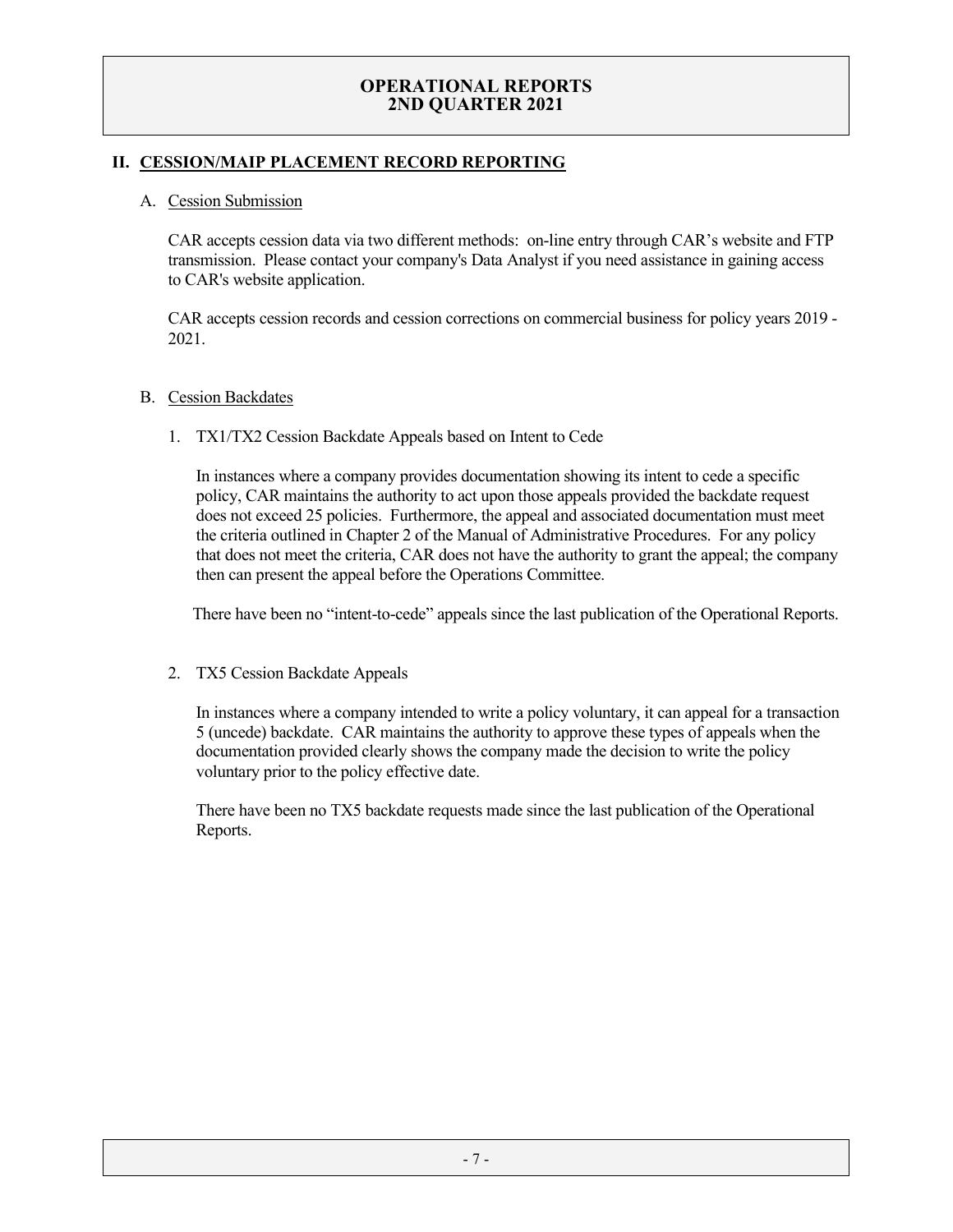## II. CESSION/MAIP PLACEMENT RECORD REPORTING

### A. Cession Submission

CAR accepts cession data via two different methods: on-line entry through CAR's website and FTP transmission. Please contact your company's Data Analyst if you need assistance in gaining access to CAR's website application.

CAR accepts cession records and cession corrections on commercial business for policy years 2019 - 2021.

### B. Cession Backdates

1. TX1/TX2 Cession Backdate Appeals based on Intent to Cede

   In instances where a company provides documentation showing its intent to cede a specific policy, CAR maintains the authority to act upon those appeals provided the backdate request does not exceed 25 policies. Furthermore, the appeal and associated documentation must meet the criteria outlined in Chapter 2 of the Manual of Administrative Procedures. For any policy that does not meet the criteria, CAR does not have the authority to grant the appeal; the company then can present the appeal before the Operations Committee.

   There have been no "intent-to-cede" appeals since the last publication of the Operational Reports.

2. TX5 Cession Backdate Appeals

   In instances where a company intended to write a policy voluntary, it can appeal for a transaction 5 (uncede) backdate. CAR maintains the authority to approve these types of appeals when the documentation provided clearly shows the company made the decision to write the policy voluntary prior to the policy effective date.

   There have been no TX5 backdate requests made since the last publication of the Operational Reports.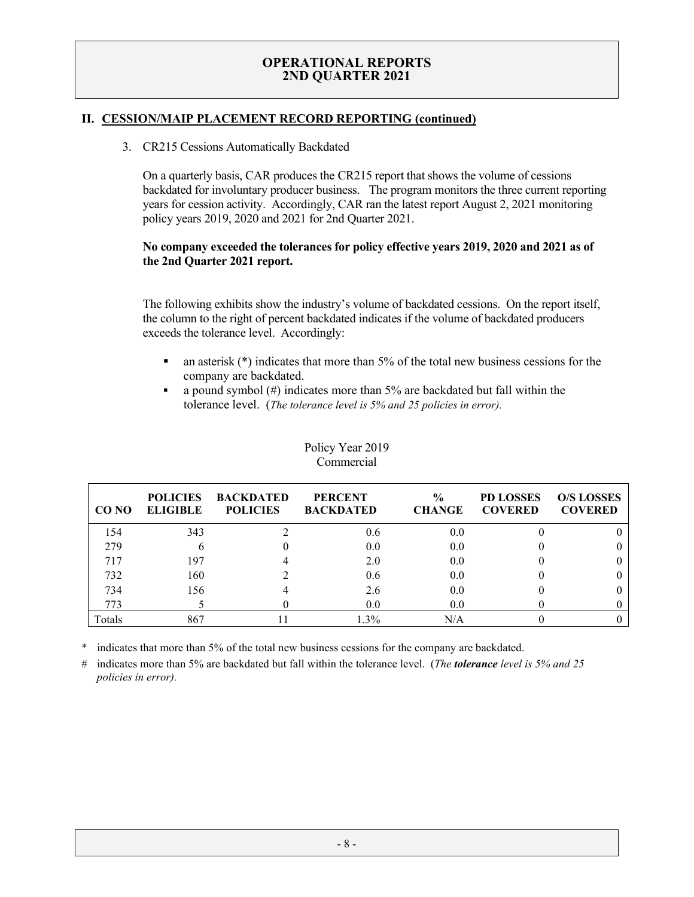# OPERATIONAL REPORTS
## 2ND QUARTER 2021

### II. CESSION/MAIP PLACEMENT RECORD REPORTING (continued)

3. CR215 Cessions Automatically Backdated

   On a quarterly basis, CAR produces the CR215 report that shows the volume of cessions backdated for involuntary producer business. The program monitors the three current reporting years for cession activity. Accordingly, CAR ran the latest report August 2, 2021 monitoring policy years 2019, 2020 and 2021 for 2nd Quarter 2021.

   **No company exceeded the tolerances for policy effective years 2019, 2020 and 2021 as of the 2nd Quarter 2021 report.**

   The following exhibits show the industry's volume of backdated cessions. On the report itself, the column to the right of percent backdated indicates if the volume of backdated producers exceeds the tolerance level. Accordingly:

   - an asterisk (*) indicates that more than 5% of the total new business cessions for the company are backdated.
   - a pound symbol (#) indicates more than 5% are backdated but fall within the tolerance level. (*The tolerance level is 5% and 25 policies in error).*

Policy Year 2019
Commercial

| CO NO | POLICIES ELIGIBLE | BACKDATED POLICIES | PERCENT BACKDATED | % CHANGE | PD LOSSES COVERED | O/S LOSSES COVERED |
|---|---|---|---|---|---|---|
| 154 | 343 | 2 | 0.6 | 0.0 | 0 | 0 |
| 279 | 6 | 0 | 0.0 | 0.0 | 0 | 0 |
| 717 | 197 | 4 | 2.0 | 0.0 | 0 | 0 |
| 732 | 160 | 2 | 0.6 | 0.0 | 0 | 0 |
| 734 | 156 | 4 | 2.6 | 0.0 | 0 | 0 |
| 773 | 5 | 0 | 0.0 | 0.0 | 0 | 0 |
| Totals | 867 | 11 | 1.3% | N/A | 0 | 0 |

\* indicates that more than 5% of the total new business cessions for the company are backdated.

\# indicates more than 5% are backdated but fall within the tolerance level. (*The **tolerance** level is 5% and 25 policies in error).*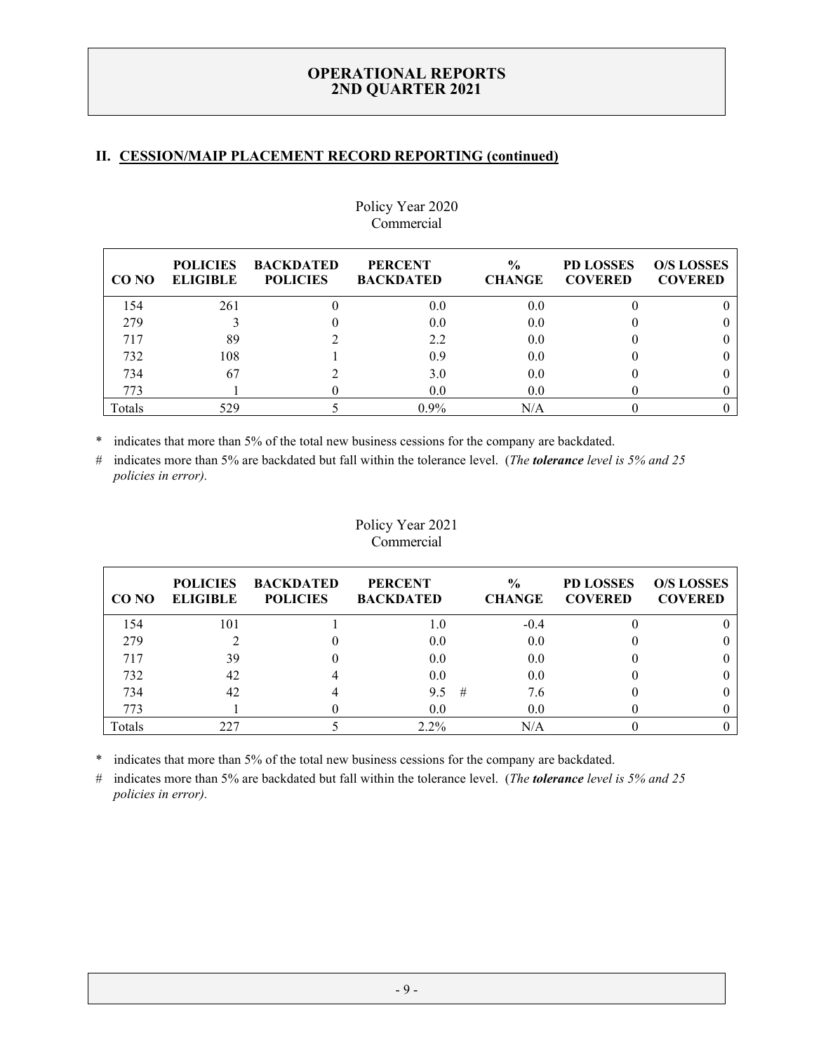## II. CESSION/MAIP PLACEMENT RECORD REPORTING (continued)

Policy Year 2020
Commercial

| CO NO | POLICIES ELIGIBLE | BACKDATED POLICIES | PERCENT BACKDATED | % CHANGE | PD LOSSES COVERED | O/S LOSSES COVERED |
|---|---|---|---|---|---|---|
| 154 | 261 | 0 | 0.0 | 0.0 | 0 | 0 |
| 279 | 3 | 0 | 0.0 | 0.0 | 0 | 0 |
| 717 | 89 | 2 | 2.2 | 0.0 | 0 | 0 |
| 732 | 108 | 1 | 0.9 | 0.0 | 0 | 0 |
| 734 | 67 | 2 | 3.0 | 0.0 | 0 | 0 |
| 773 | 1 | 0 | 0.0 | 0.0 | 0 | 0 |
| Totals | 529 | 5 | 0.9% | N/A | 0 | 0 |

\* indicates that more than 5% of the total new business cessions for the company are backdated.

\# indicates more than 5% are backdated but fall within the tolerance level. (*The **tolerance** level is 5% and 25 policies in error).*

Policy Year 2021
Commercial

| CO NO | POLICIES ELIGIBLE | BACKDATED POLICIES | PERCENT BACKDATED | % CHANGE | PD LOSSES COVERED | O/S LOSSES COVERED |
|---|---|---|---|---|---|---|
| 154 | 101 | 1 | 1.0 | -0.4 | 0 | 0 |
| 279 | 2 | 0 | 0.0 | 0.0 | 0 | 0 |
| 717 | 39 | 0 | 0.0 | 0.0 | 0 | 0 |
| 732 | 42 | 4 | 0.0 | 0.0 | 0 | 0 |
| 734 | 42 | 4 | 9.5 # | 7.6 | 0 | 0 |
| 773 | 1 | 0 | 0.0 | 0.0 | 0 | 0 |
| Totals | 227 | 5 | 2.2% | N/A | 0 | 0 |

\* indicates that more than 5% of the total new business cessions for the company are backdated.

\# indicates more than 5% are backdated but fall within the tolerance level. (*The **tolerance** level is 5% and 25 policies in error).*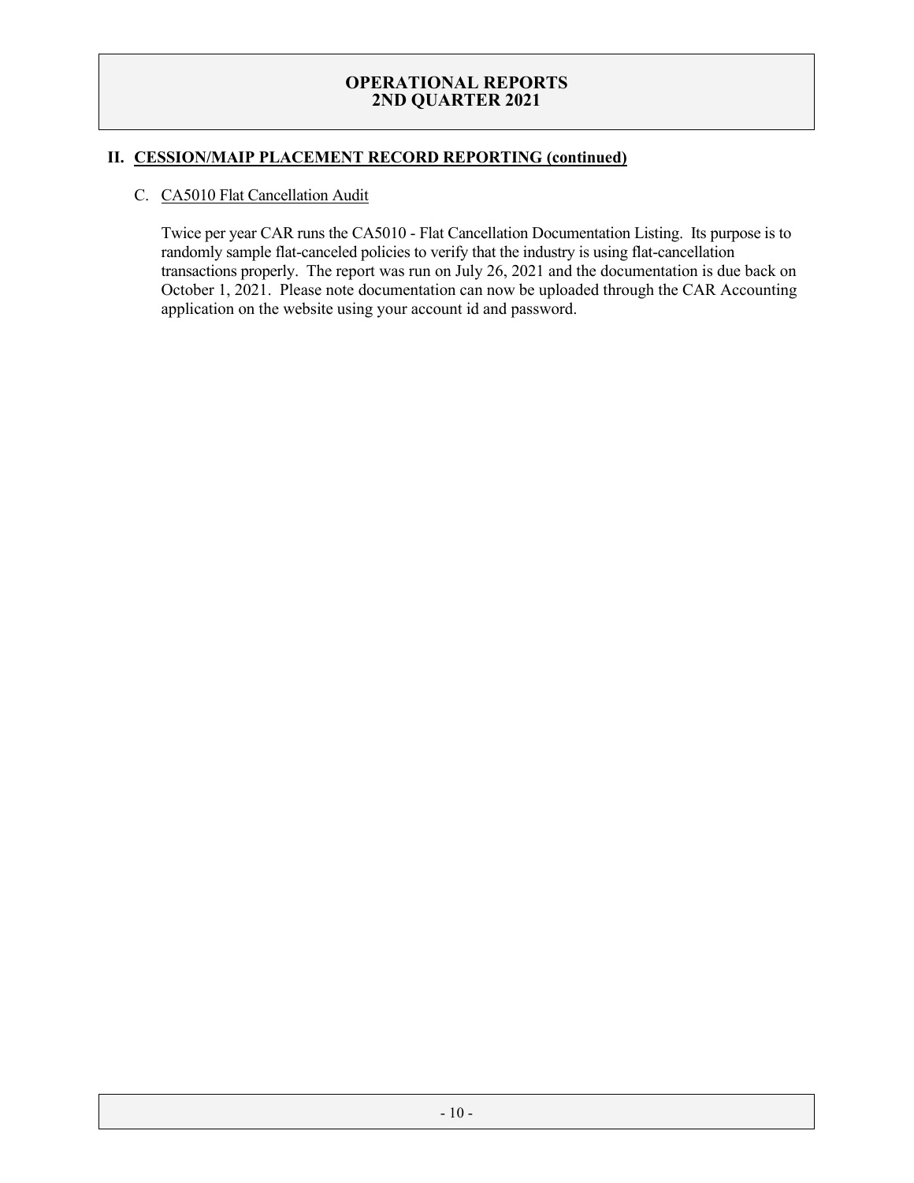## II. CESSION/MAIP PLACEMENT RECORD REPORTING (continued)

### C. CA5010 Flat Cancellation Audit

Twice per year CAR runs the CA5010 - Flat Cancellation Documentation Listing. Its purpose is to randomly sample flat-canceled policies to verify that the industry is using flat-cancellation transactions properly. The report was run on July 26, 2021 and the documentation is due back on October 1, 2021. Please note documentation can now be uploaded through the CAR Accounting application on the website using your account id and password.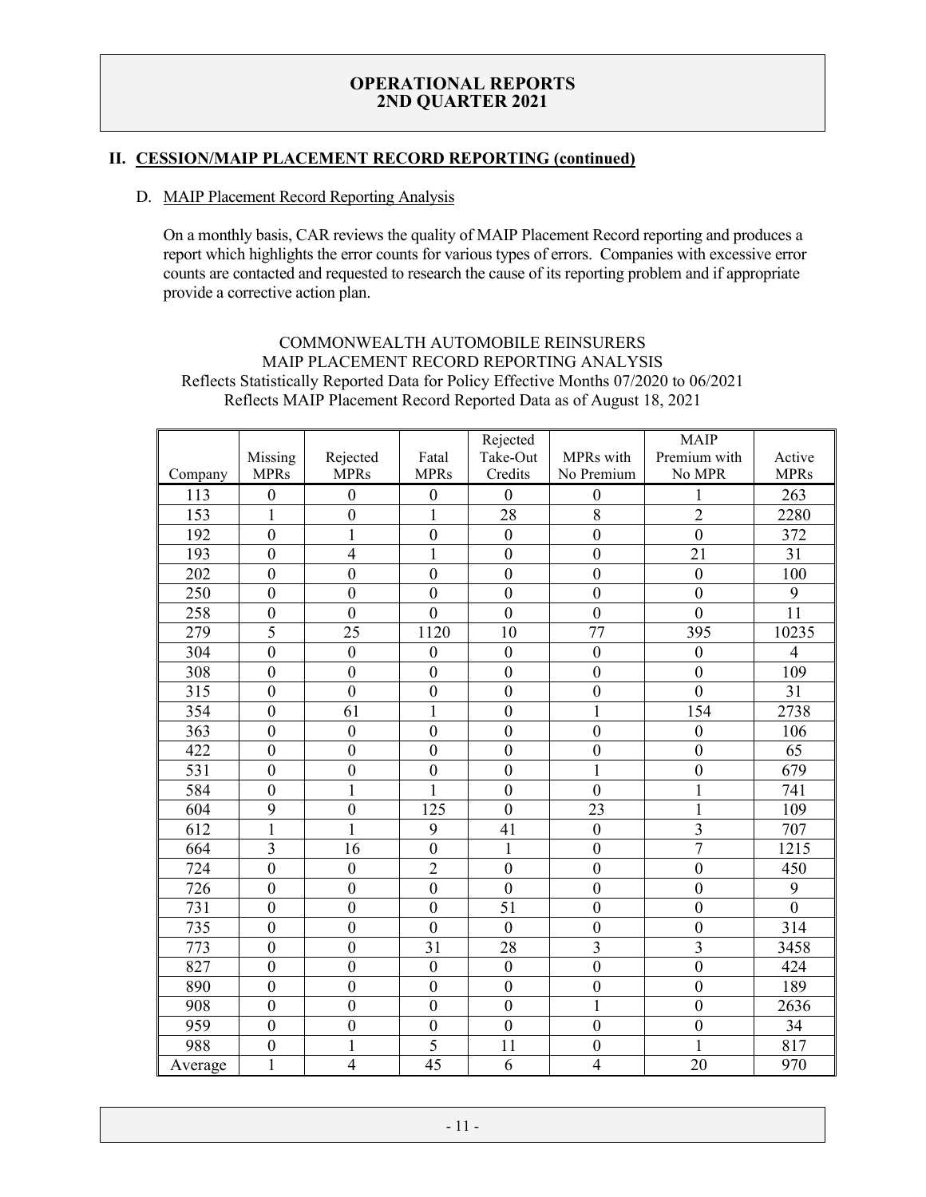# OPERATIONAL REPORTS
# 2ND QUARTER 2021

## II. CESSION/MAIP PLACEMENT RECORD REPORTING (continued)

### D. MAIP Placement Record Reporting Analysis

On a monthly basis, CAR reviews the quality of MAIP Placement Record reporting and produces a report which highlights the error counts for various types of errors. Companies with excessive error counts are contacted and requested to research the cause of its reporting problem and if appropriate provide a corrective action plan.

COMMONWEALTH AUTOMOBILE REINSURERS
MAIP PLACEMENT RECORD REPORTING ANALYSIS
Reflects Statistically Reported Data for Policy Effective Months 07/2020 to 06/2021
Reflects MAIP Placement Record Reported Data as of August 18, 2021

| Company | Missing MPRs | Rejected MPRs | Fatal MPRs | Rejected Take-Out Credits | MPRs with No Premium | MAIP Premium with No MPR | Active MPRs |
|---|---|---|---|---|---|---|---|
| 113 | 0 | 0 | 0 | 0 | 0 | 1 | 263 |
| 153 | 1 | 0 | 1 | 28 | 8 | 2 | 2280 |
| 192 | 0 | 1 | 0 | 0 | 0 | 0 | 372 |
| 193 | 0 | 4 | 1 | 0 | 0 | 21 | 31 |
| 202 | 0 | 0 | 0 | 0 | 0 | 0 | 100 |
| 250 | 0 | 0 | 0 | 0 | 0 | 0 | 9 |
| 258 | 0 | 0 | 0 | 0 | 0 | 0 | 11 |
| 279 | 5 | 25 | 1120 | 10 | 77 | 395 | 10235 |
| 304 | 0 | 0 | 0 | 0 | 0 | 0 | 4 |
| 308 | 0 | 0 | 0 | 0 | 0 | 0 | 109 |
| 315 | 0 | 0 | 0 | 0 | 0 | 0 | 31 |
| 354 | 0 | 61 | 1 | 0 | 1 | 154 | 2738 |
| 363 | 0 | 0 | 0 | 0 | 0 | 0 | 106 |
| 422 | 0 | 0 | 0 | 0 | 0 | 0 | 65 |
| 531 | 0 | 0 | 0 | 0 | 1 | 0 | 679 |
| 584 | 0 | 1 | 1 | 0 | 0 | 1 | 741 |
| 604 | 9 | 0 | 125 | 0 | 23 | 1 | 109 |
| 612 | 1 | 1 | 9 | 41 | 0 | 3 | 707 |
| 664 | 3 | 16 | 0 | 1 | 0 | 7 | 1215 |
| 724 | 0 | 0 | 2 | 0 | 0 | 0 | 450 |
| 726 | 0 | 0 | 0 | 0 | 0 | 0 | 9 |
| 731 | 0 | 0 | 0 | 51 | 0 | 0 | 0 |
| 735 | 0 | 0 | 0 | 0 | 0 | 0 | 314 |
| 773 | 0 | 0 | 31 | 28 | 3 | 3 | 3458 |
| 827 | 0 | 0 | 0 | 0 | 0 | 0 | 424 |
| 890 | 0 | 0 | 0 | 0 | 0 | 0 | 189 |
| 908 | 0 | 0 | 0 | 0 | 1 | 0 | 2636 |
| 959 | 0 | 0 | 0 | 0 | 0 | 0 | 34 |
| 988 | 0 | 1 | 5 | 11 | 0 | 1 | 817 |
| Average | 1 | 4 | 45 | 6 | 4 | 20 | 970 |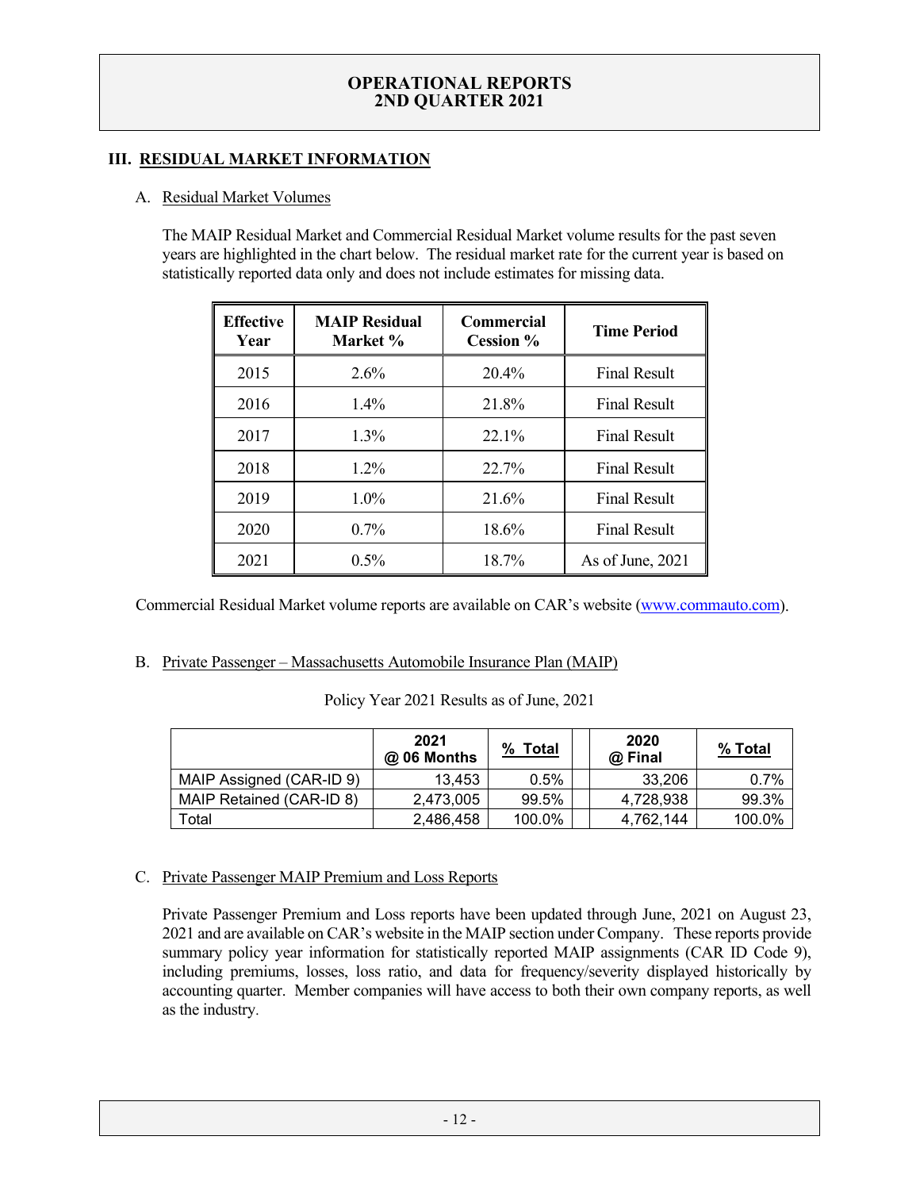# OPERATIONAL REPORTS
# 2ND QUARTER 2021

## III. RESIDUAL MARKET INFORMATION

### A. Residual Market Volumes

The MAIP Residual Market and Commercial Residual Market volume results for the past seven years are highlighted in the chart below. The residual market rate for the current year is based on statistically reported data only and does not include estimates for missing data.

| Effective Year | MAIP Residual Market % | Commercial Cession % | Time Period |
|---|---|---|---|
| 2015 | 2.6% | 20.4% | Final Result |
| 2016 | 1.4% | 21.8% | Final Result |
| 2017 | 1.3% | 22.1% | Final Result |
| 2018 | 1.2% | 22.7% | Final Result |
| 2019 | 1.0% | 21.6% | Final Result |
| 2020 | 0.7% | 18.6% | Final Result |
| 2021 | 0.5% | 18.7% | As of June, 2021 |

Commercial Residual Market volume reports are available on CAR's website ([www.commauto.com](www.commauto.com)).

### B. Private Passenger – Massachusetts Automobile Insurance Plan (MAIP)

Policy Year 2021 Results as of June, 2021

| | 2021 @ 06 Months | % Total | | 2020 @ Final | % Total |
|---|---|---|---|---|---|
| MAIP Assigned (CAR-ID 9) | 13,453 | 0.5% | | 33,206 | 0.7% |
| MAIP Retained (CAR-ID 8) | 2,473,005 | 99.5% | | 4,728,938 | 99.3% |
| Total | 2,486,458 | 100.0% | | 4,762,144 | 100.0% |

### C. Private Passenger MAIP Premium and Loss Reports

Private Passenger Premium and Loss reports have been updated through June, 2021 on August 23, 2021 and are available on CAR's website in the MAIP section under Company. These reports provide summary policy year information for statistically reported MAIP assignments (CAR ID Code 9), including premiums, losses, loss ratio, and data for frequency/severity displayed historically by accounting quarter. Member companies will have access to both their own company reports, as well as the industry.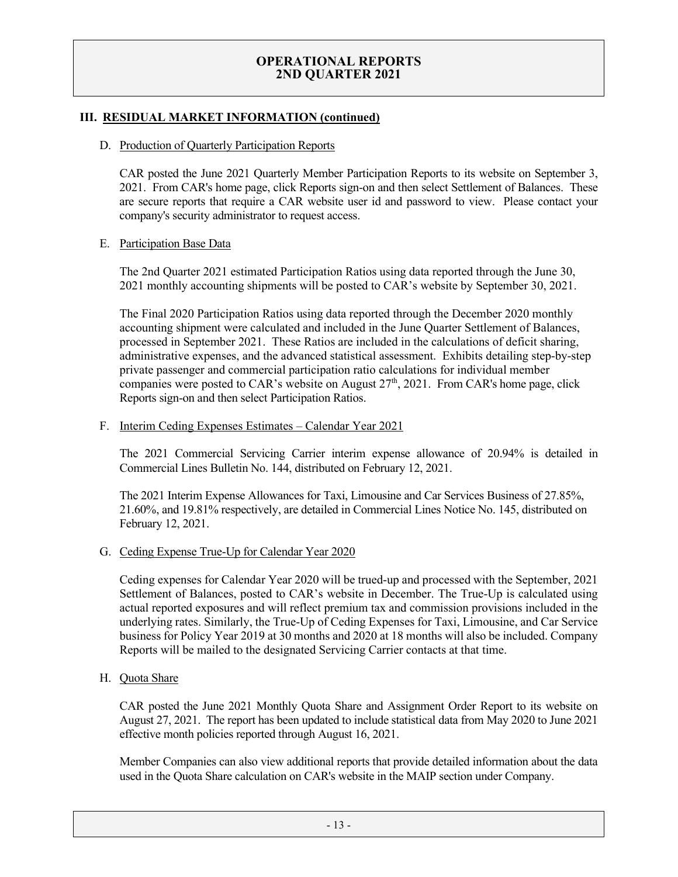# OPERATIONAL REPORTS 2ND QUARTER 2021

## III. RESIDUAL MARKET INFORMATION (continued)

### D. Production of Quarterly Participation Reports

CAR posted the June 2021 Quarterly Member Participation Reports to its website on September 3, 2021. From CAR's home page, click Reports sign-on and then select Settlement of Balances. These are secure reports that require a CAR website user id and password to view. Please contact your company's security administrator to request access.

### E. Participation Base Data

The 2nd Quarter 2021 estimated Participation Ratios using data reported through the June 30, 2021 monthly accounting shipments will be posted to CAR's website by September 30, 2021.

The Final 2020 Participation Ratios using data reported through the December 2020 monthly accounting shipment were calculated and included in the June Quarter Settlement of Balances, processed in September 2021. These Ratios are included in the calculations of deficit sharing, administrative expenses, and the advanced statistical assessment. Exhibits detailing step-by-step private passenger and commercial participation ratio calculations for individual member companies were posted to CAR's website on August 27th, 2021. From CAR's home page, click Reports sign-on and then select Participation Ratios.

### F. Interim Ceding Expenses Estimates – Calendar Year 2021

The 2021 Commercial Servicing Carrier interim expense allowance of 20.94% is detailed in Commercial Lines Bulletin No. 144, distributed on February 12, 2021.

The 2021 Interim Expense Allowances for Taxi, Limousine and Car Services Business of 27.85%, 21.60%, and 19.81% respectively, are detailed in Commercial Lines Notice No. 145, distributed on February 12, 2021.

### G. Ceding Expense True-Up for Calendar Year 2020

Ceding expenses for Calendar Year 2020 will be trued-up and processed with the September, 2021 Settlement of Balances, posted to CAR's website in December. The True-Up is calculated using actual reported exposures and will reflect premium tax and commission provisions included in the underlying rates. Similarly, the True-Up of Ceding Expenses for Taxi, Limousine, and Car Service business for Policy Year 2019 at 30 months and 2020 at 18 months will also be included. Company Reports will be mailed to the designated Servicing Carrier contacts at that time.

### H. Quota Share

CAR posted the June 2021 Monthly Quota Share and Assignment Order Report to its website on August 27, 2021. The report has been updated to include statistical data from May 2020 to June 2021 effective month policies reported through August 16, 2021.

Member Companies can also view additional reports that provide detailed information about the data used in the Quota Share calculation on CAR's website in the MAIP section under Company.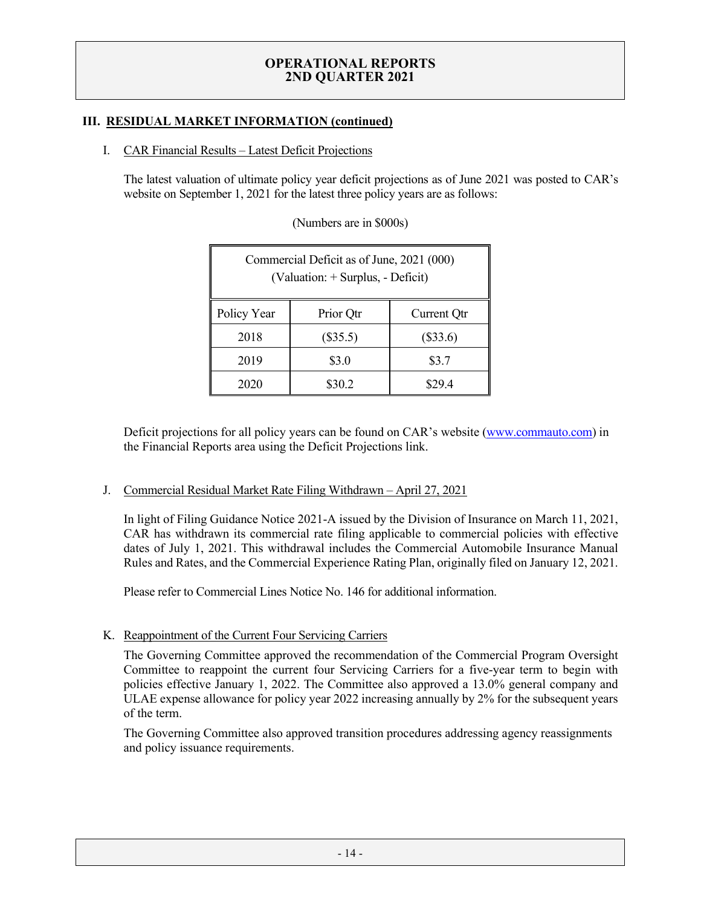## III. RESIDUAL MARKET INFORMATION (continued)

### I. CAR Financial Results – Latest Deficit Projections

The latest valuation of ultimate policy year deficit projections as of June 2021 was posted to CAR's website on September 1, 2021 for the latest three policy years are as follows:

(Numbers are in $000s)

| Commercial Deficit as of June, 2021 (000) (Valuation: + Surplus, - Deficit) | | |
|---|---|---|
| Policy Year | Prior Qtr | Current Qtr |
| 2018 | ($35.5) | ($33.6) |
| 2019 | $3.0 | $3.7 |
| 2020 | $30.2 | $29.4 |

Deficit projections for all policy years can be found on CAR's website (www.commauto.com) in the Financial Reports area using the Deficit Projections link.

### J. Commercial Residual Market Rate Filing Withdrawn – April 27, 2021

In light of Filing Guidance Notice 2021-A issued by the Division of Insurance on March 11, 2021, CAR has withdrawn its commercial rate filing applicable to commercial policies with effective dates of July 1, 2021. This withdrawal includes the Commercial Automobile Insurance Manual Rules and Rates, and the Commercial Experience Rating Plan, originally filed on January 12, 2021.

Please refer to Commercial Lines Notice No. 146 for additional information.

### K. Reappointment of the Current Four Servicing Carriers

The Governing Committee approved the recommendation of the Commercial Program Oversight Committee to reappoint the current four Servicing Carriers for a five-year term to begin with policies effective January 1, 2022. The Committee also approved a 13.0% general company and ULAE expense allowance for policy year 2022 increasing annually by 2% for the subsequent years of the term.

The Governing Committee also approved transition procedures addressing agency reassignments and policy issuance requirements.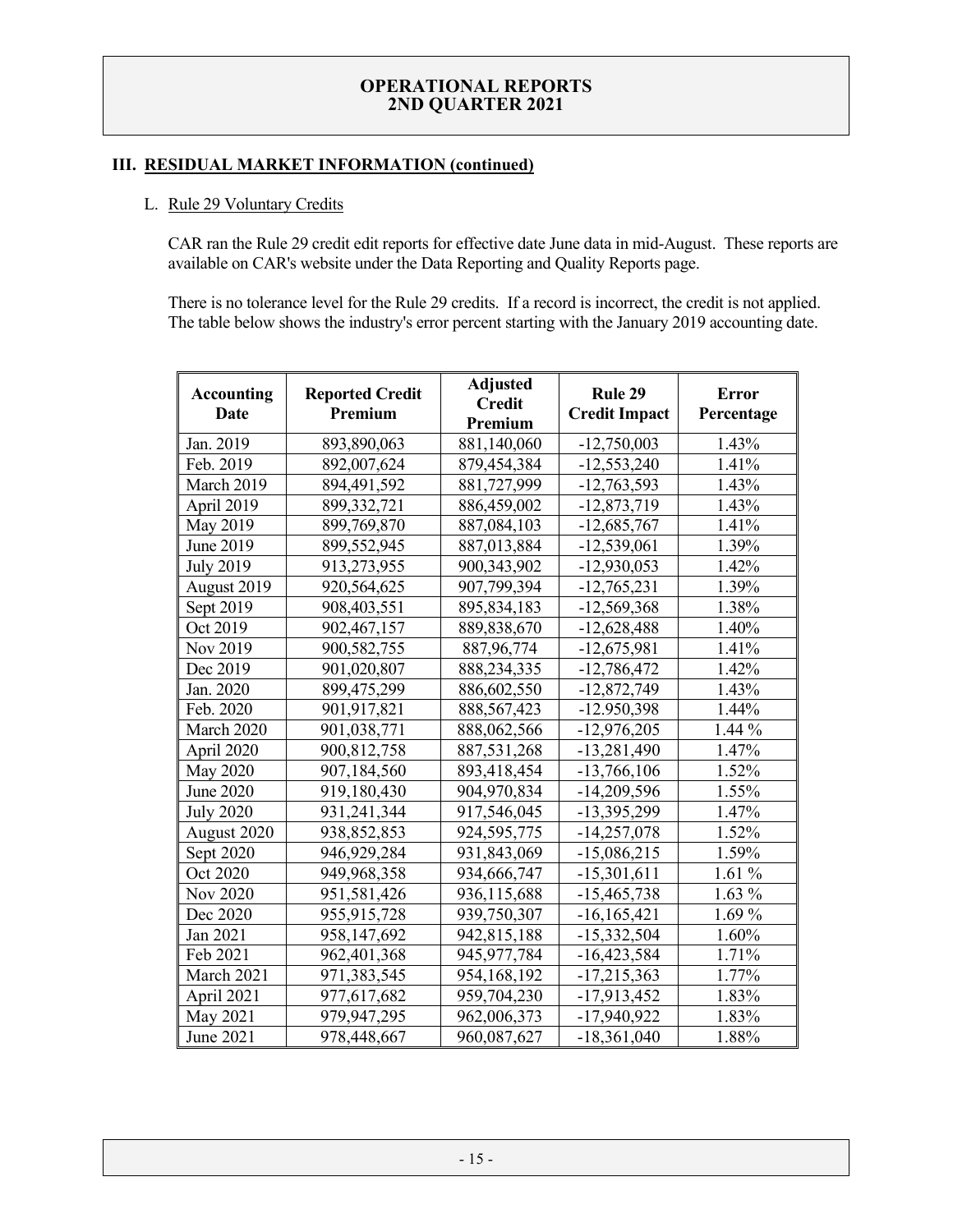# OPERATIONAL REPORTS
# 2ND QUARTER 2021

## III. RESIDUAL MARKET INFORMATION (continued)

### L. Rule 29 Voluntary Credits

CAR ran the Rule 29 credit edit reports for effective date June data in mid-August. These reports are available on CAR's website under the Data Reporting and Quality Reports page.

There is no tolerance level for the Rule 29 credits. If a record is incorrect, the credit is not applied. The table below shows the industry's error percent starting with the January 2019 accounting date.

| Accounting Date | Reported Credit Premium | Adjusted Credit Premium | Rule 29 Credit Impact | Error Percentage |
|---|---|---|---|---|
| Jan. 2019 | 893,890,063 | 881,140,060 | -12,750,003 | 1.43% |
| Feb. 2019 | 892,007,624 | 879,454,384 | -12,553,240 | 1.41% |
| March 2019 | 894,491,592 | 881,727,999 | -12,763,593 | 1.43% |
| April 2019 | 899,332,721 | 886,459,002 | -12,873,719 | 1.43% |
| May 2019 | 899,769,870 | 887,084,103 | -12,685,767 | 1.41% |
| June 2019 | 899,552,945 | 887,013,884 | -12,539,061 | 1.39% |
| July 2019 | 913,273,955 | 900,343,902 | -12,930,053 | 1.42% |
| August 2019 | 920,564,625 | 907,799,394 | -12,765,231 | 1.39% |
| Sept 2019 | 908,403,551 | 895,834,183 | -12,569,368 | 1.38% |
| Oct 2019 | 902,467,157 | 889,838,670 | -12,628,488 | 1.40% |
| Nov 2019 | 900,582,755 | 887,96,774 | -12,675,981 | 1.41% |
| Dec 2019 | 901,020,807 | 888,234,335 | -12,786,472 | 1.42% |
| Jan. 2020 | 899,475,299 | 886,602,550 | -12,872,749 | 1.43% |
| Feb. 2020 | 901,917,821 | 888,567,423 | -12.950,398 | 1.44% |
| March 2020 | 901,038,771 | 888,062,566 | -12,976,205 | 1.44 % |
| April 2020 | 900,812,758 | 887,531,268 | -13,281,490 | 1.47% |
| May 2020 | 907,184,560 | 893,418,454 | -13,766,106 | 1.52% |
| June 2020 | 919,180,430 | 904,970,834 | -14,209,596 | 1.55% |
| July 2020 | 931,241,344 | 917,546,045 | -13,395,299 | 1.47% |
| August 2020 | 938,852,853 | 924,595,775 | -14,257,078 | 1.52% |
| Sept 2020 | 946,929,284 | 931,843,069 | -15,086,215 | 1.59% |
| Oct 2020 | 949,968,358 | 934,666,747 | -15,301,611 | 1.61 % |
| Nov 2020 | 951,581,426 | 936,115,688 | -15,465,738 | 1.63 % |
| Dec 2020 | 955,915,728 | 939,750,307 | -16,165,421 | 1.69 % |
| Jan 2021 | 958,147,692 | 942,815,188 | -15,332,504 | 1.60% |
| Feb 2021 | 962,401,368 | 945,977,784 | -16,423,584 | 1.71% |
| March 2021 | 971,383,545 | 954,168,192 | -17,215,363 | 1.77% |
| April 2021 | 977,617,682 | 959,704,230 | -17,913,452 | 1.83% |
| May 2021 | 979,947,295 | 962,006,373 | -17,940,922 | 1.83% |
| June 2021 | 978,448,667 | 960,087,627 | -18,361,040 | 1.88% |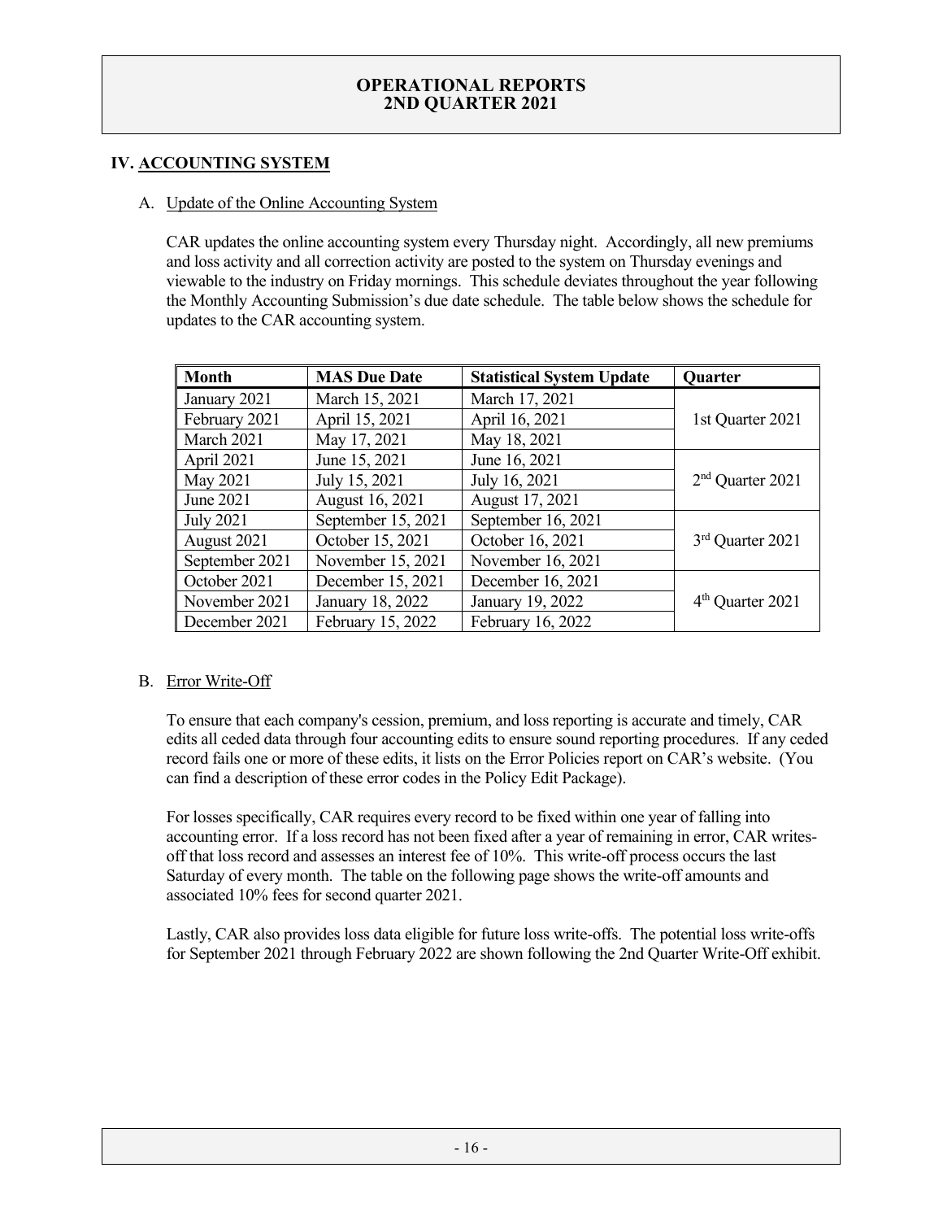# OPERATIONAL REPORTS
# 2ND QUARTER 2021

## IV. ACCOUNTING SYSTEM

### A. Update of the Online Accounting System

CAR updates the online accounting system every Thursday night. Accordingly, all new premiums and loss activity and all correction activity are posted to the system on Thursday evenings and viewable to the industry on Friday mornings. This schedule deviates throughout the year following the Monthly Accounting Submission's due date schedule. The table below shows the schedule for updates to the CAR accounting system.

| Month | MAS Due Date | Statistical System Update | Quarter |
|---|---|---|---|
| January 2021 | March 15, 2021 | March 17, 2021 | 1st Quarter 2021 |
| February 2021 | April 15, 2021 | April 16, 2021 | |
| March 2021 | May 17, 2021 | May 18, 2021 | |
| April 2021 | June 15, 2021 | June 16, 2021 | 2nd Quarter 2021 |
| May 2021 | July 15, 2021 | July 16, 2021 | |
| June 2021 | August 16, 2021 | August 17, 2021 | |
| July 2021 | September 15, 2021 | September 16, 2021 | 3rd Quarter 2021 |
| August 2021 | October 15, 2021 | October 16, 2021 | |
| September 2021 | November 15, 2021 | November 16, 2021 | |
| October 2021 | December 15, 2021 | December 16, 2021 | 4th Quarter 2021 |
| November 2021 | January 18, 2022 | January 19, 2022 | |
| December 2021 | February 15, 2022 | February 16, 2022 | |

### B. Error Write-Off

To ensure that each company's cession, premium, and loss reporting is accurate and timely, CAR edits all ceded data through four accounting edits to ensure sound reporting procedures. If any ceded record fails one or more of these edits, it lists on the Error Policies report on CAR's website. (You can find a description of these error codes in the Policy Edit Package).

For losses specifically, CAR requires every record to be fixed within one year of falling into accounting error. If a loss record has not been fixed after a year of remaining in error, CAR writes-off that loss record and assesses an interest fee of 10%. This write-off process occurs the last Saturday of every month. The table on the following page shows the write-off amounts and associated 10% fees for second quarter 2021.

Lastly, CAR also provides loss data eligible for future loss write-offs. The potential loss write-offs for September 2021 through February 2022 are shown following the 2nd Quarter Write-Off exhibit.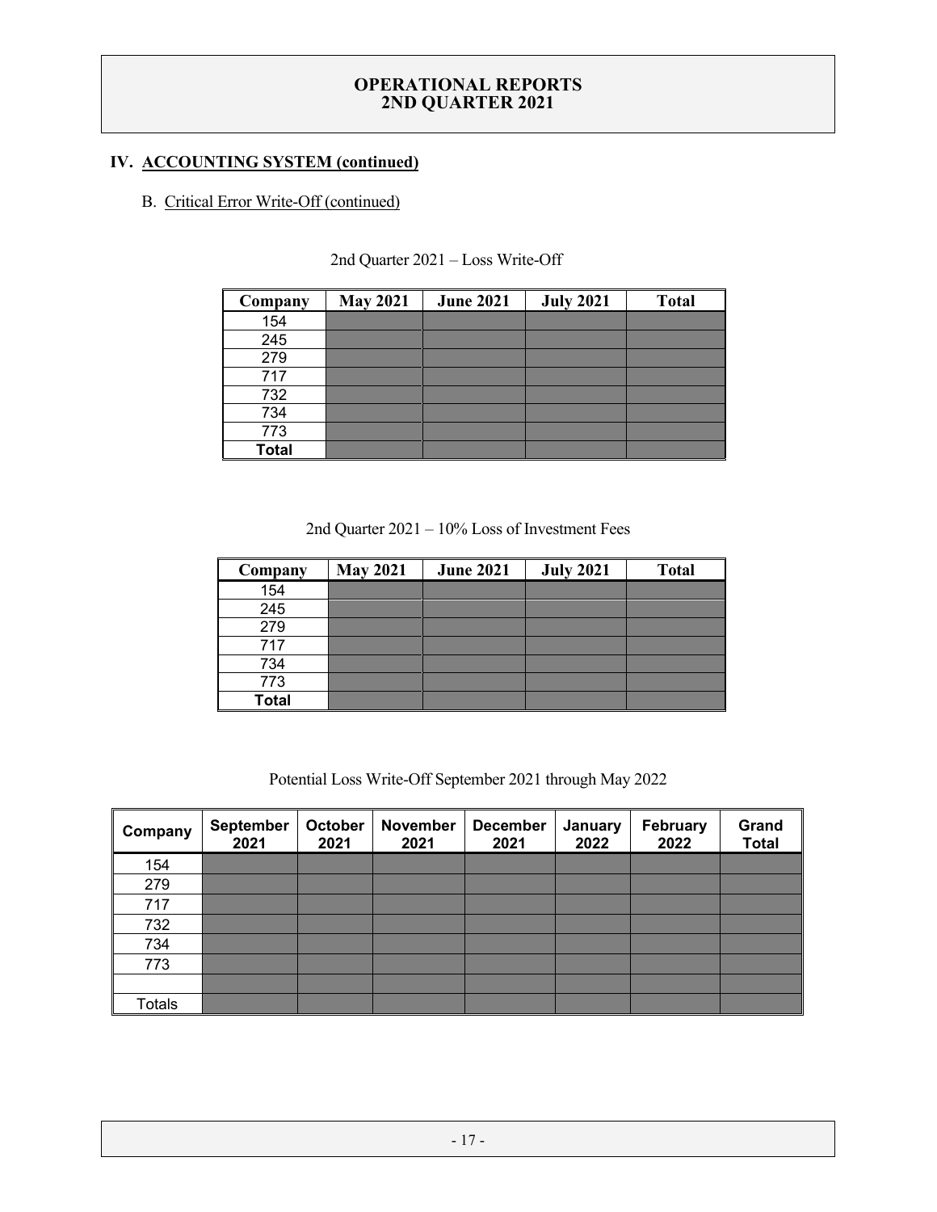## IV. ACCOUNTING SYSTEM (continued)

B. Critical Error Write-Off (continued)

2nd Quarter 2021 – Loss Write-Off

| Company | May 2021 | June 2021 | July 2021 | Total |
|---|---|---|---|---|
| 154 | | | | |
| 245 | | | | |
| 279 | | | | |
| 717 | | | | |
| 732 | | | | |
| 734 | | | | |
| 773 | | | | |
| **Total** | | | | |

2nd Quarter 2021 – 10% Loss of Investment Fees

| Company | May 2021 | June 2021 | July 2021 | Total |
|---|---|---|---|---|
| 154 | | | | |
| 245 | | | | |
| 279 | | | | |
| 717 | | | | |
| 734 | | | | |
| 773 | | | | |
| **Total** | | | | |

Potential Loss Write-Off September 2021 through May 2022

| Company | September 2021 | October 2021 | November 2021 | December 2021 | January 2022 | February 2022 | Grand Total |
|---|---|---|---|---|---|---|---|
| 154 | | | | | | | |
| 279 | | | | | | | |
| 717 | | | | | | | |
| 732 | | | | | | | |
| 734 | | | | | | | |
| 773 | | | | | | | |
| | | | | | | | |
| Totals | | | | | | | |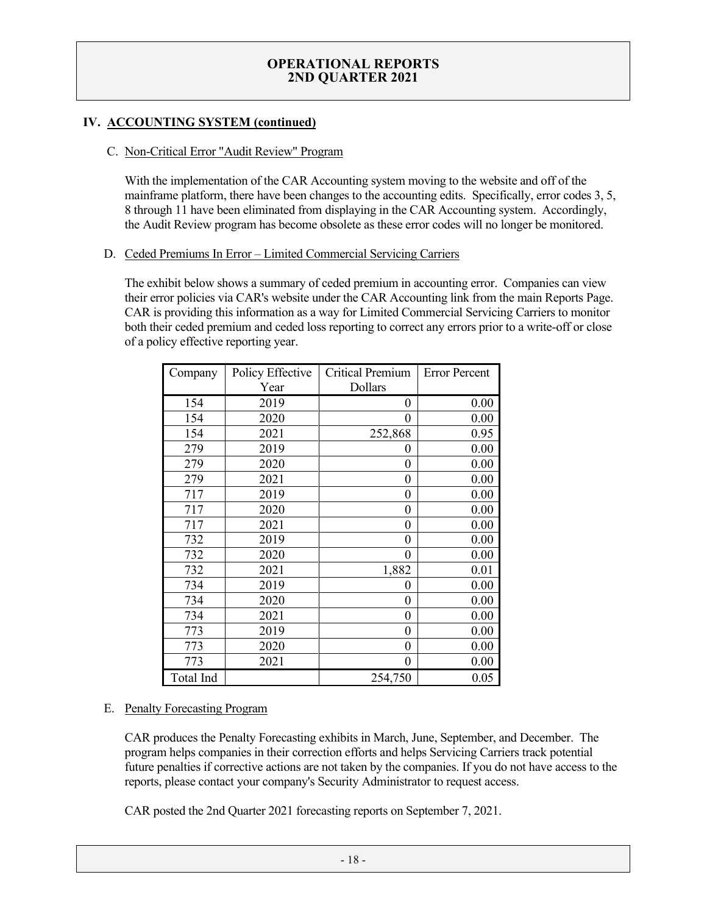## IV. ACCOUNTING SYSTEM (continued)

### C. Non-Critical Error "Audit Review" Program

With the implementation of the CAR Accounting system moving to the website and off of the mainframe platform, there have been changes to the accounting edits. Specifically, error codes 3, 5, 8 through 11 have been eliminated from displaying in the CAR Accounting system. Accordingly, the Audit Review program has become obsolete as these error codes will no longer be monitored.

### D. Ceded Premiums In Error – Limited Commercial Servicing Carriers

The exhibit below shows a summary of ceded premium in accounting error. Companies can view their error policies via CAR's website under the CAR Accounting link from the main Reports Page. CAR is providing this information as a way for Limited Commercial Servicing Carriers to monitor both their ceded premium and ceded loss reporting to correct any errors prior to a write-off or close of a policy effective reporting year.

| Company | Policy Effective Year | Critical Premium Dollars | Error Percent |
|---|---|---|---|
| 154 | 2019 | 0 | 0.00 |
| 154 | 2020 | 0 | 0.00 |
| 154 | 2021 | 252,868 | 0.95 |
| 279 | 2019 | 0 | 0.00 |
| 279 | 2020 | 0 | 0.00 |
| 279 | 2021 | 0 | 0.00 |
| 717 | 2019 | 0 | 0.00 |
| 717 | 2020 | 0 | 0.00 |
| 717 | 2021 | 0 | 0.00 |
| 732 | 2019 | 0 | 0.00 |
| 732 | 2020 | 0 | 0.00 |
| 732 | 2021 | 1,882 | 0.01 |
| 734 | 2019 | 0 | 0.00 |
| 734 | 2020 | 0 | 0.00 |
| 734 | 2021 | 0 | 0.00 |
| 773 | 2019 | 0 | 0.00 |
| 773 | 2020 | 0 | 0.00 |
| 773 | 2021 | 0 | 0.00 |
| Total Ind | | 254,750 | 0.05 |

### E. Penalty Forecasting Program

CAR produces the Penalty Forecasting exhibits in March, June, September, and December. The program helps companies in their correction efforts and helps Servicing Carriers track potential future penalties if corrective actions are not taken by the companies. If you do not have access to the reports, please contact your company's Security Administrator to request access.

CAR posted the 2nd Quarter 2021 forecasting reports on September 7, 2021.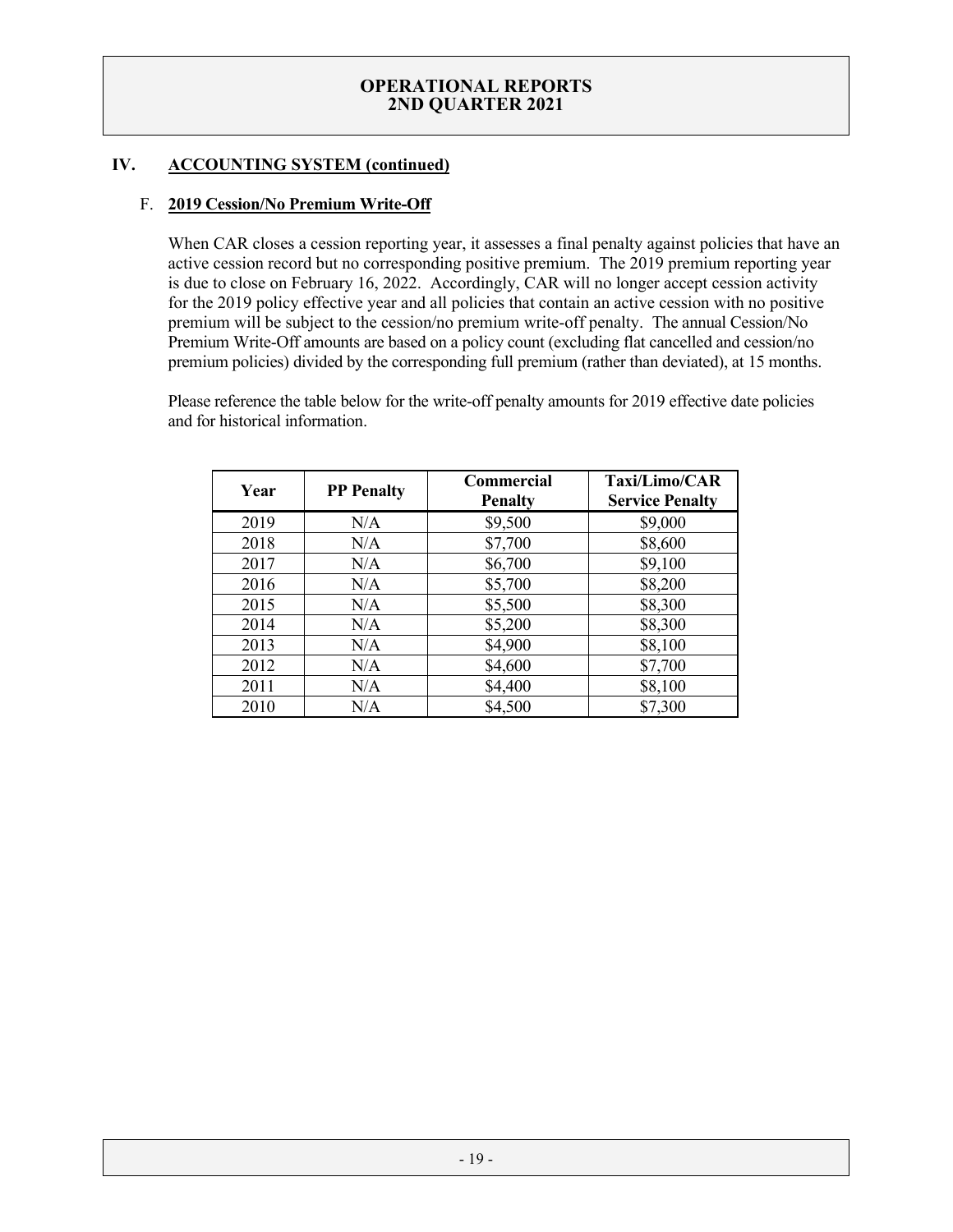## IV. ACCOUNTING SYSTEM (continued)

### F. 2019 Cession/No Premium Write-Off

When CAR closes a cession reporting year, it assesses a final penalty against policies that have an active cession record but no corresponding positive premium. The 2019 premium reporting year is due to close on February 16, 2022. Accordingly, CAR will no longer accept cession activity for the 2019 policy effective year and all policies that contain an active cession with no positive premium will be subject to the cession/no premium write-off penalty. The annual Cession/No Premium Write-Off amounts are based on a policy count (excluding flat cancelled and cession/no premium policies) divided by the corresponding full premium (rather than deviated), at 15 months.

Please reference the table below for the write-off penalty amounts for 2019 effective date policies and for historical information.

| Year | PP Penalty | Commercial Penalty | Taxi/Limo/CAR Service Penalty |
|---|---|---|---|
| 2019 | N/A | $9,500 | $9,000 |
| 2018 | N/A | $7,700 | $8,600 |
| 2017 | N/A | $6,700 | $9,100 |
| 2016 | N/A | $5,700 | $8,200 |
| 2015 | N/A | $5,500 | $8,300 |
| 2014 | N/A | $5,200 | $8,300 |
| 2013 | N/A | $4,900 | $8,100 |
| 2012 | N/A | $4,600 | $7,700 |
| 2011 | N/A | $4,400 | $8,100 |
| 2010 | N/A | $4,500 | $7,300 |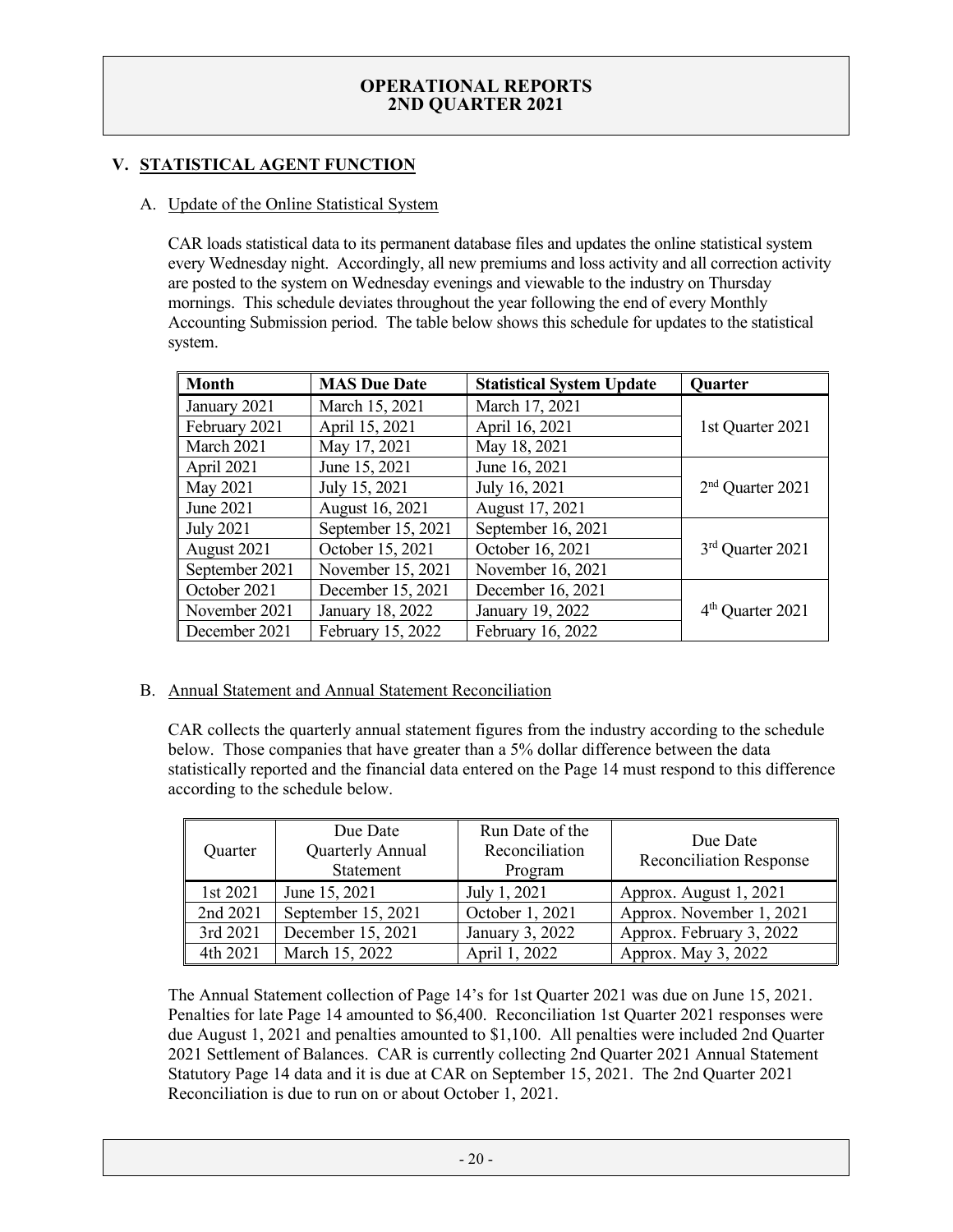# OPERATIONAL REPORTS
# 2ND QUARTER 2021

## V. STATISTICAL AGENT FUNCTION

### A. Update of the Online Statistical System

CAR loads statistical data to its permanent database files and updates the online statistical system every Wednesday night. Accordingly, all new premiums and loss activity and all correction activity are posted to the system on Wednesday evenings and viewable to the industry on Thursday mornings. This schedule deviates throughout the year following the end of every Monthly Accounting Submission period. The table below shows this schedule for updates to the statistical system.

| Month | MAS Due Date | Statistical System Update | Quarter |
|---|---|---|---|
| January 2021 | March 15, 2021 | March 17, 2021 | 1st Quarter 2021 |
| February 2021 | April 15, 2021 | April 16, 2021 | |
| March 2021 | May 17, 2021 | May 18, 2021 | |
| April 2021 | June 15, 2021 | June 16, 2021 | 2nd Quarter 2021 |
| May 2021 | July 15, 2021 | July 16, 2021 | |
| June 2021 | August 16, 2021 | August 17, 2021 | |
| July 2021 | September 15, 2021 | September 16, 2021 | 3rd Quarter 2021 |
| August 2021 | October 15, 2021 | October 16, 2021 | |
| September 2021 | November 15, 2021 | November 16, 2021 | |
| October 2021 | December 15, 2021 | December 16, 2021 | 4th Quarter 2021 |
| November 2021 | January 18, 2022 | January 19, 2022 | |
| December 2021 | February 15, 2022 | February 16, 2022 | |

### B. Annual Statement and Annual Statement Reconciliation

CAR collects the quarterly annual statement figures from the industry according to the schedule below. Those companies that have greater than a 5% dollar difference between the data statistically reported and the financial data entered on the Page 14 must respond to this difference according to the schedule below.

| Quarter | Due Date Quarterly Annual Statement | Run Date of the Reconciliation Program | Due Date Reconciliation Response |
|---|---|---|---|
| 1st 2021 | June 15, 2021 | July 1, 2021 | Approx. August 1, 2021 |
| 2nd 2021 | September 15, 2021 | October 1, 2021 | Approx. November 1, 2021 |
| 3rd 2021 | December 15, 2021 | January 3, 2022 | Approx. February 3, 2022 |
| 4th 2021 | March 15, 2022 | April 1, 2022 | Approx. May 3, 2022 |

The Annual Statement collection of Page 14's for 1st Quarter 2021 was due on June 15, 2021. Penalties for late Page 14 amounted to $6,400. Reconciliation 1st Quarter 2021 responses were due August 1, 2021 and penalties amounted to $1,100. All penalties were included 2nd Quarter 2021 Settlement of Balances. CAR is currently collecting 2nd Quarter 2021 Annual Statement Statutory Page 14 data and it is due at CAR on September 15, 2021. The 2nd Quarter 2021 Reconciliation is due to run on or about October 1, 2021.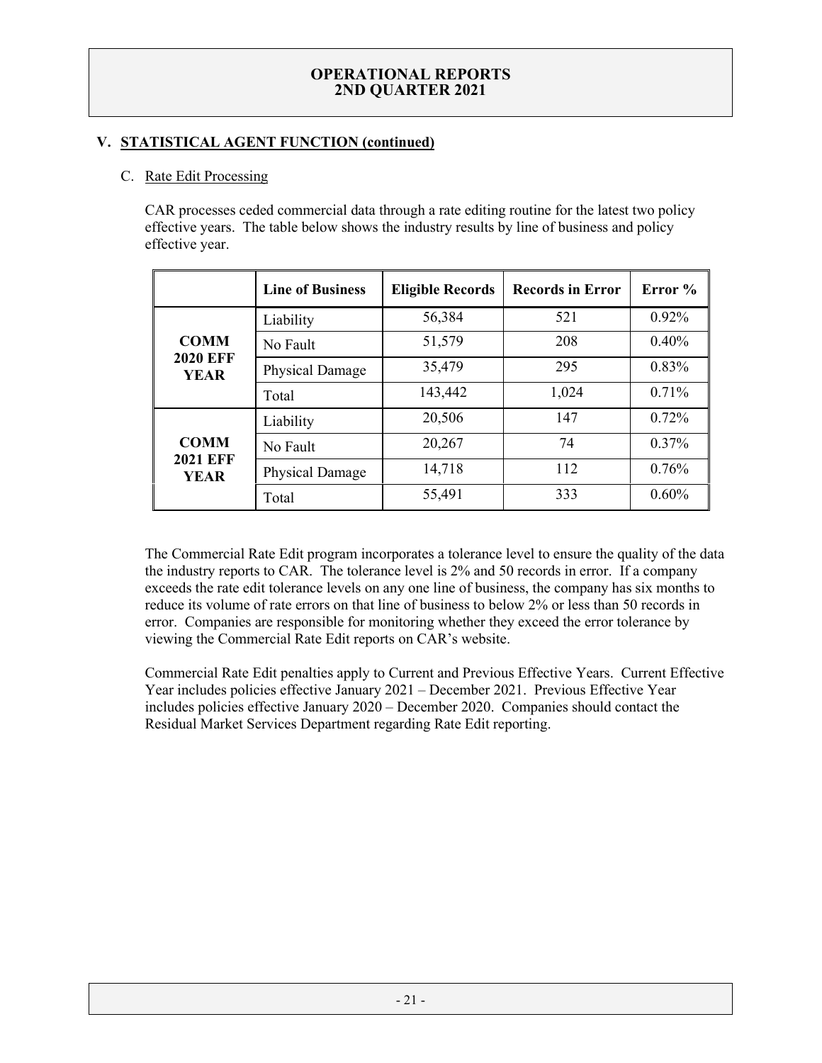## V. STATISTICAL AGENT FUNCTION (continued)

### C. Rate Edit Processing

CAR processes ceded commercial data through a rate editing routine for the latest two policy effective years. The table below shows the industry results by line of business and policy effective year.

| | Line of Business | Eligible Records | Records in Error | Error % |
|---|---|---|---|---|
| **COMM 2020 EFF YEAR** | Liability | 56,384 | 521 | 0.92% |
| | No Fault | 51,579 | 208 | 0.40% |
| | Physical Damage | 35,479 | 295 | 0.83% |
| | Total | 143,442 | 1,024 | 0.71% |
| **COMM 2021 EFF YEAR** | Liability | 20,506 | 147 | 0.72% |
| | No Fault | 20,267 | 74 | 0.37% |
| | Physical Damage | 14,718 | 112 | 0.76% |
| | Total | 55,491 | 333 | 0.60% |

The Commercial Rate Edit program incorporates a tolerance level to ensure the quality of the data the industry reports to CAR. The tolerance level is 2% and 50 records in error. If a company exceeds the rate edit tolerance levels on any one line of business, the company has six months to reduce its volume of rate errors on that line of business to below 2% or less than 50 records in error. Companies are responsible for monitoring whether they exceed the error tolerance by viewing the Commercial Rate Edit reports on CAR's website.

Commercial Rate Edit penalties apply to Current and Previous Effective Years. Current Effective Year includes policies effective January 2021 – December 2021. Previous Effective Year includes policies effective January 2020 – December 2020. Companies should contact the Residual Market Services Department regarding Rate Edit reporting.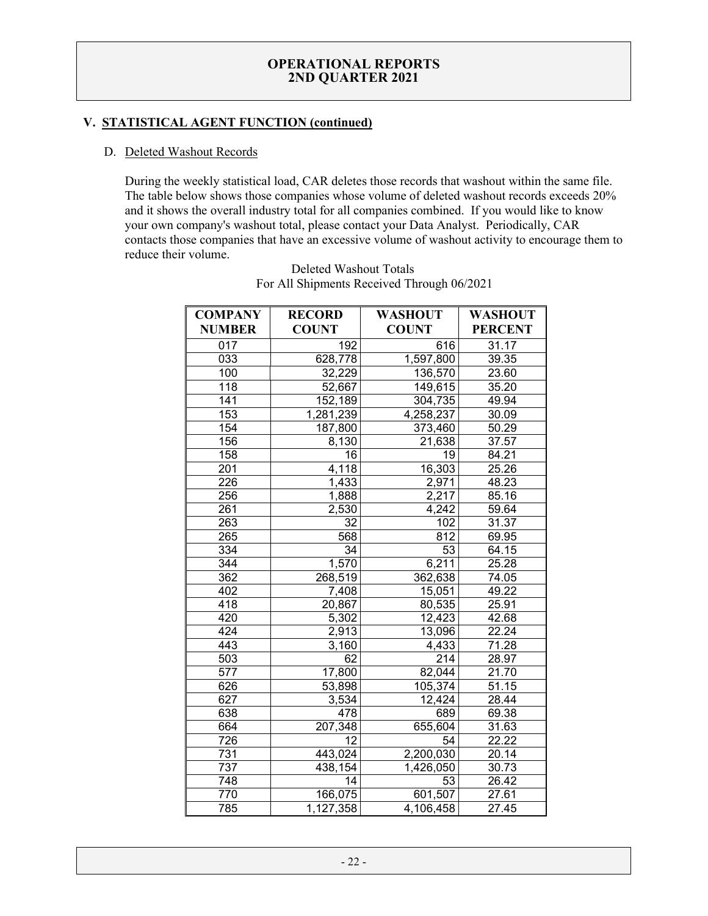## V. STATISTICAL AGENT FUNCTION (continued)

### D. Deleted Washout Records

During the weekly statistical load, CAR deletes those records that washout within the same file. The table below shows those companies whose volume of deleted washout records exceeds 20% and it shows the overall industry total for all companies combined. If you would like to know your own company's washout total, please contact your Data Analyst. Periodically, CAR contacts those companies that have an excessive volume of washout activity to encourage them to reduce their volume.

Deleted Washout Totals
For All Shipments Received Through 06/2021

| COMPANY NUMBER | RECORD COUNT | WASHOUT COUNT | WASHOUT PERCENT |
|---|---|---|---|
| 017 | 192 | 616 | 31.17 |
| 033 | 628,778 | 1,597,800 | 39.35 |
| 100 | 32,229 | 136,570 | 23.60 |
| 118 | 52,667 | 149,615 | 35.20 |
| 141 | 152,189 | 304,735 | 49.94 |
| 153 | 1,281,239 | 4,258,237 | 30.09 |
| 154 | 187,800 | 373,460 | 50.29 |
| 156 | 8,130 | 21,638 | 37.57 |
| 158 | 16 | 19 | 84.21 |
| 201 | 4,118 | 16,303 | 25.26 |
| 226 | 1,433 | 2,971 | 48.23 |
| 256 | 1,888 | 2,217 | 85.16 |
| 261 | 2,530 | 4,242 | 59.64 |
| 263 | 32 | 102 | 31.37 |
| 265 | 568 | 812 | 69.95 |
| 334 | 34 | 53 | 64.15 |
| 344 | 1,570 | 6,211 | 25.28 |
| 362 | 268,519 | 362,638 | 74.05 |
| 402 | 7,408 | 15,051 | 49.22 |
| 418 | 20,867 | 80,535 | 25.91 |
| 420 | 5,302 | 12,423 | 42.68 |
| 424 | 2,913 | 13,096 | 22.24 |
| 443 | 3,160 | 4,433 | 71.28 |
| 503 | 62 | 214 | 28.97 |
| 577 | 17,800 | 82,044 | 21.70 |
| 626 | 53,898 | 105,374 | 51.15 |
| 627 | 3,534 | 12,424 | 28.44 |
| 638 | 478 | 689 | 69.38 |
| 664 | 207,348 | 655,604 | 31.63 |
| 726 | 12 | 54 | 22.22 |
| 731 | 443,024 | 2,200,030 | 20.14 |
| 737 | 438,154 | 1,426,050 | 30.73 |
| 748 | 14 | 53 | 26.42 |
| 770 | 166,075 | 601,507 | 27.61 |
| 785 | 1,127,358 | 4,106,458 | 27.45 |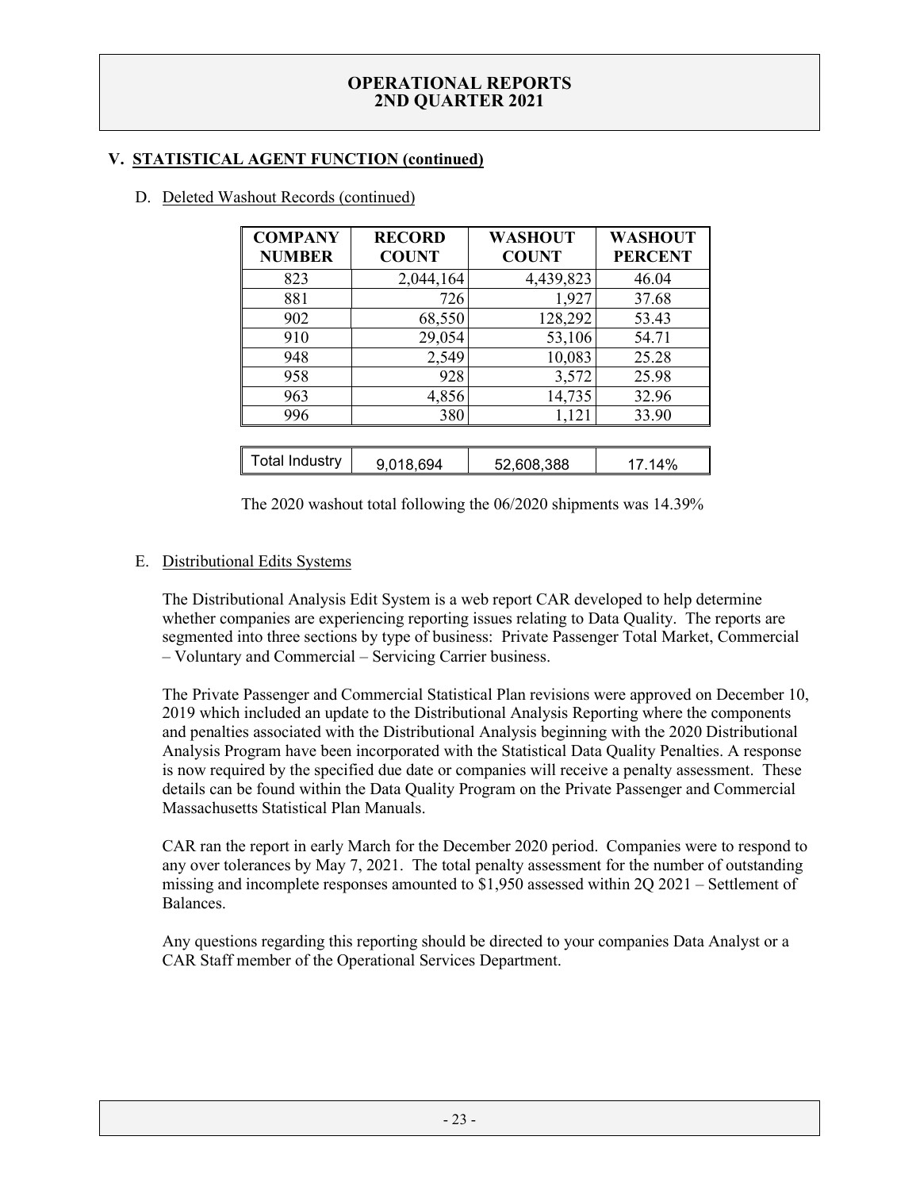# OPERATIONAL REPORTS
# 2ND QUARTER 2021

## V. STATISTICAL AGENT FUNCTION (continued)

### D. Deleted Washout Records (continued)

| COMPANY NUMBER | RECORD COUNT | WASHOUT COUNT | WASHOUT PERCENT |
|---|---|---|---|
| 823 | 2,044,164 | 4,439,823 | 46.04 |
| 881 | 726 | 1,927 | 37.68 |
| 902 | 68,550 | 128,292 | 53.43 |
| 910 | 29,054 | 53,106 | 54.71 |
| 948 | 2,549 | 10,083 | 25.28 |
| 958 | 928 | 3,572 | 25.98 |
| 963 | 4,856 | 14,735 | 32.96 |
| 996 | 380 | 1,121 | 33.90 |
| Total Industry | 9,018,694 | 52,608,388 | 17.14% |

The 2020 washout total following the 06/2020 shipments was 14.39%

### E. Distributional Edits Systems

The Distributional Analysis Edit System is a web report CAR developed to help determine whether companies are experiencing reporting issues relating to Data Quality. The reports are segmented into three sections by type of business: Private Passenger Total Market, Commercial – Voluntary and Commercial – Servicing Carrier business.

The Private Passenger and Commercial Statistical Plan revisions were approved on December 10, 2019 which included an update to the Distributional Analysis Reporting where the components and penalties associated with the Distributional Analysis beginning with the 2020 Distributional Analysis Program have been incorporated with the Statistical Data Quality Penalties. A response is now required by the specified due date or companies will receive a penalty assessment. These details can be found within the Data Quality Program on the Private Passenger and Commercial Massachusetts Statistical Plan Manuals.

CAR ran the report in early March for the December 2020 period. Companies were to respond to any over tolerances by May 7, 2021. The total penalty assessment for the number of outstanding missing and incomplete responses amounted to $1,950 assessed within 2Q 2021 – Settlement of Balances.

Any questions regarding this reporting should be directed to your companies Data Analyst or a CAR Staff member of the Operational Services Department.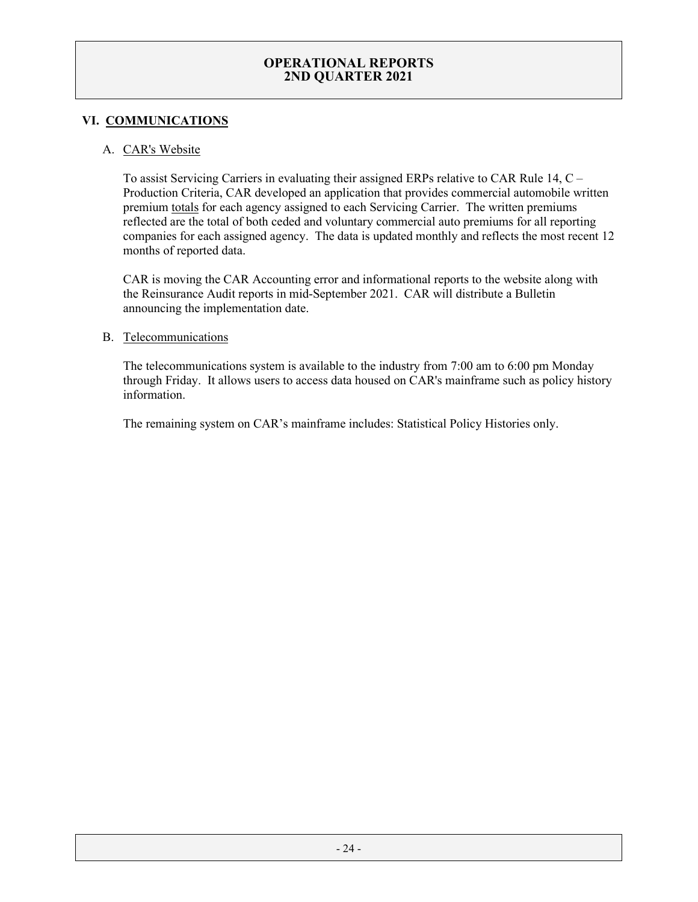## VI. COMMUNICATIONS

### A. CAR's Website

To assist Servicing Carriers in evaluating their assigned ERPs relative to CAR Rule 14, C – Production Criteria, CAR developed an application that provides commercial automobile written premium totals for each agency assigned to each Servicing Carrier. The written premiums reflected are the total of both ceded and voluntary commercial auto premiums for all reporting companies for each assigned agency. The data is updated monthly and reflects the most recent 12 months of reported data.

CAR is moving the CAR Accounting error and informational reports to the website along with the Reinsurance Audit reports in mid-September 2021. CAR will distribute a Bulletin announcing the implementation date.

### B. Telecommunications

The telecommunications system is available to the industry from 7:00 am to 6:00 pm Monday through Friday. It allows users to access data housed on CAR's mainframe such as policy history information.

The remaining system on CAR's mainframe includes: Statistical Policy Histories only.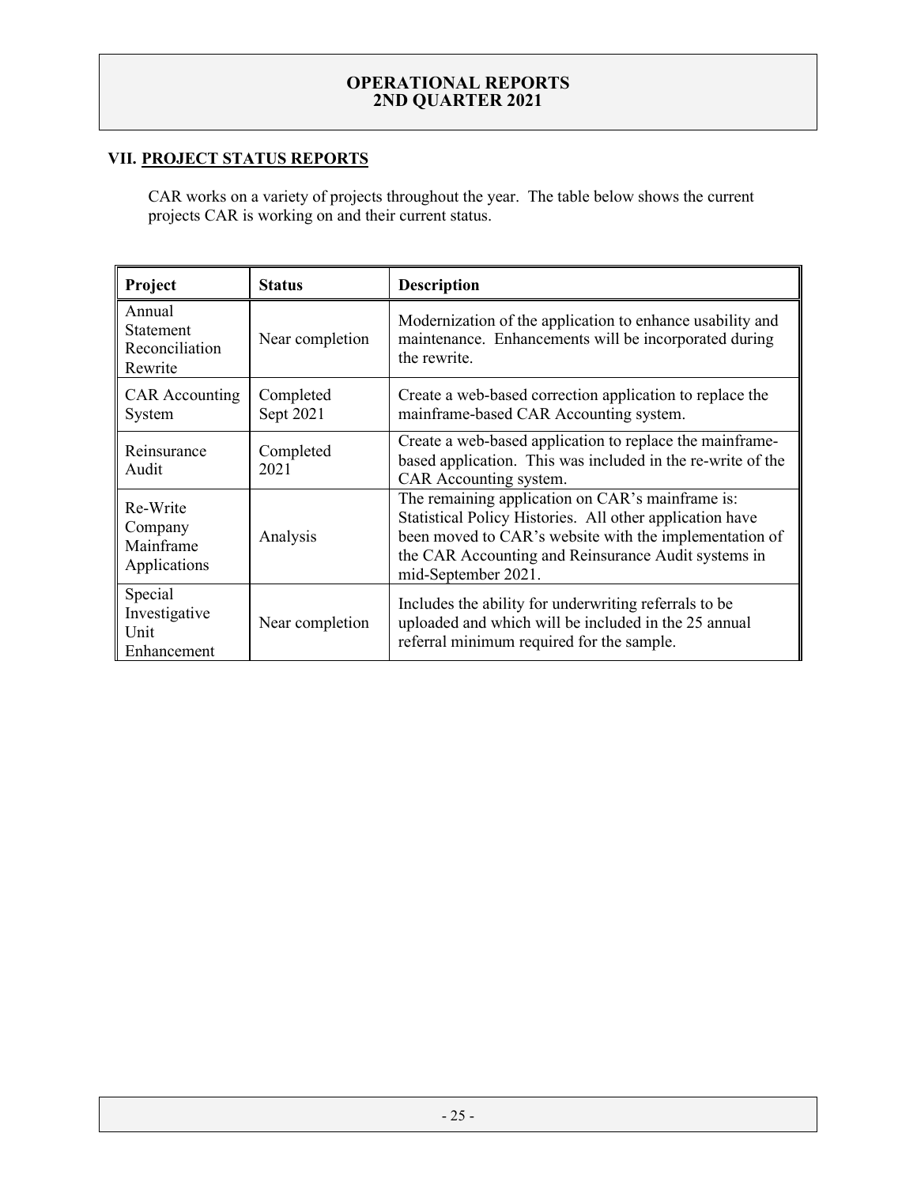# OPERATIONAL REPORTS
# 2ND QUARTER 2021

## VII. PROJECT STATUS REPORTS

CAR works on a variety of projects throughout the year. The table below shows the current projects CAR is working on and their current status.

| Project | Status | Description |
|---|---|---|
| Annual Statement Reconciliation Rewrite | Near completion | Modernization of the application to enhance usability and maintenance. Enhancements will be incorporated during the rewrite. |
| CAR Accounting System | Completed Sept 2021 | Create a web-based correction application to replace the mainframe-based CAR Accounting system. |
| Reinsurance Audit | Completed 2021 | Create a web-based application to replace the mainframe-based application. This was included in the re-write of the CAR Accounting system. |
| Re-Write Company Mainframe Applications | Analysis | The remaining application on CAR's mainframe is: Statistical Policy Histories. All other application have been moved to CAR's website with the implementation of the CAR Accounting and Reinsurance Audit systems in mid-September 2021. |
| Special Investigative Unit Enhancement | Near completion | Includes the ability for underwriting referrals to be uploaded and which will be included in the 25 annual referral minimum required for the sample. |